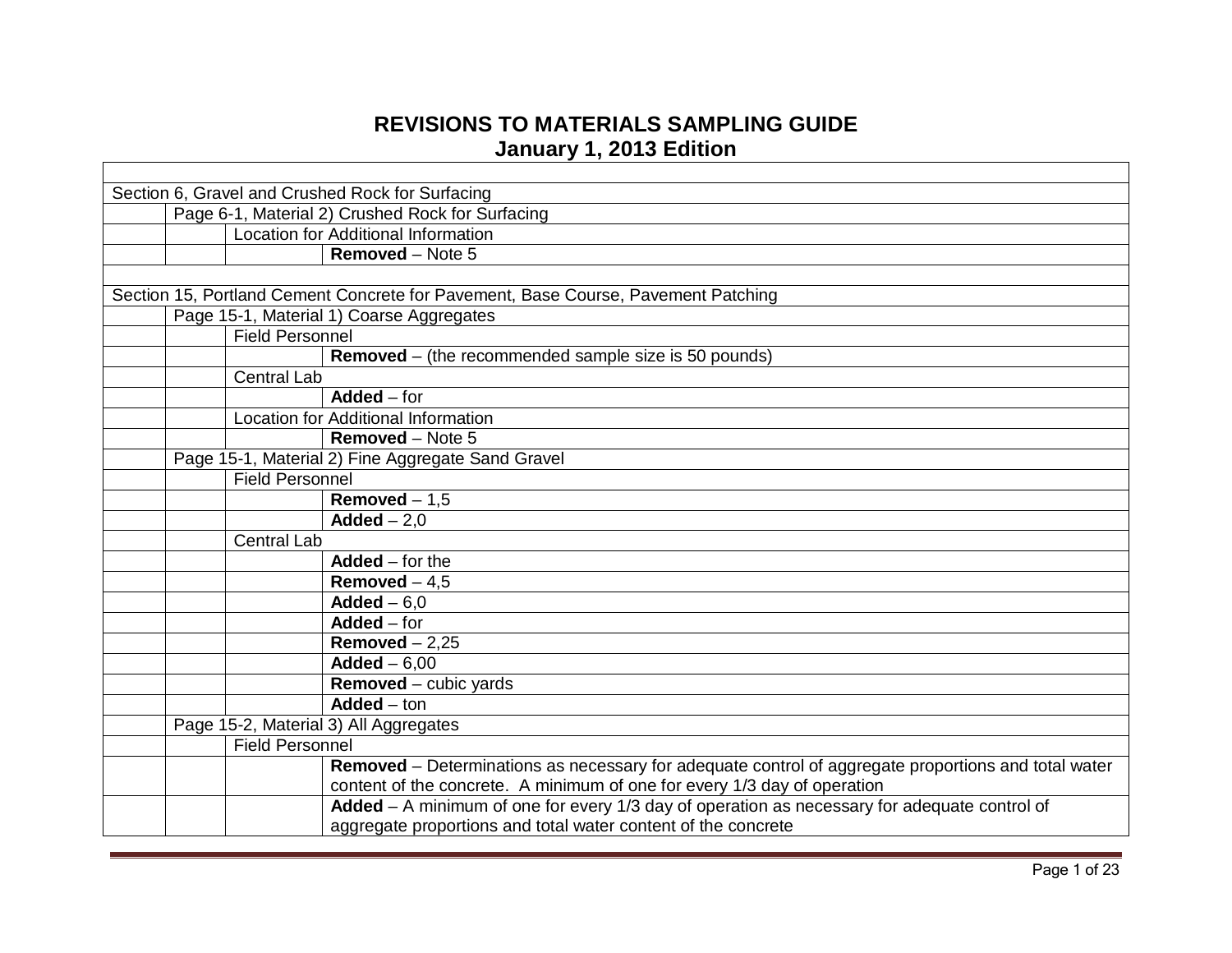# REVISIONS TO MATERIALS SAMPLING GUIDE
## January 1, 2013 Edition

| | | | |
|---|---|---|---|
| Section 6, Gravel and Crushed Rock for Surfacing | | | |
| | Page 6-1, Material 2) Crushed Rock for Surfacing | | |
| | | Location for Additional Information | |
| | | | **Removed** – Note 5 |
| | | | |
| Section 15, Portland Cement Concrete for Pavement, Base Course, Pavement Patching | | | |
| | Page 15-1, Material 1) Coarse Aggregates | | |
| | | Field Personnel | |
| | | | **Removed** – (the recommended sample size is 50 pounds) |
| | | Central Lab | |
| | | | **Added** – for |
| | | Location for Additional Information | |
| | | | **Removed** – Note 5 |
| | Page 15-1, Material 2) Fine Aggregate Sand Gravel | | |
| | | Field Personnel | |
| | | | **Removed** – 1,5 |
| | | | **Added** – 2,0 |
| | | Central Lab | |
| | | | **Added** – for the |
| | | | **Removed** – 4,5 |
| | | | **Added** – 6,0 |
| | | | **Added** – for |
| | | | **Removed** – 2,25 |
| | | | **Added** – 6,00 |
| | | | **Removed** – cubic yards |
| | | | **Added** – ton |
| | Page 15-2, Material 3) All Aggregates | | |
| | | Field Personnel | |
| | | | **Removed** – Determinations as necessary for adequate control of aggregate proportions and total water content of the concrete. A minimum of one for every 1/3 day of operation |
| | | | **Added** – A minimum of one for every 1/3 day of operation as necessary for adequate control of aggregate proportions and total water content of the concrete |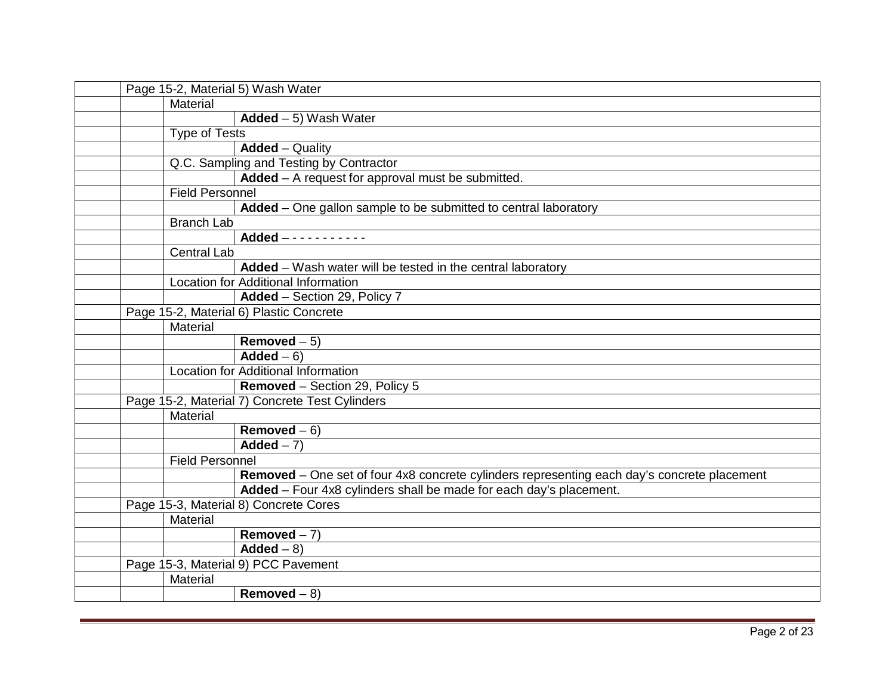| | | | |
|---|---|---|---|
| | Page 15-2, Material 5) Wash Water | | |
| | | Material | |
| | | | **Added** – 5) Wash Water |
| | | Type of Tests | |
| | | | **Added** – Quality |
| | | Q.C. Sampling and Testing by Contractor | |
| | | | **Added** – A request for approval must be submitted. |
| | | Field Personnel | |
| | | | **Added** – One gallon sample to be submitted to central laboratory |
| | | Branch Lab | |
| | | | **Added** – - - - - - - - - - - - |
| | | Central Lab | |
| | | | **Added** – Wash water will be tested in the central laboratory |
| | | Location for Additional Information | |
| | | | **Added** – Section 29, Policy 7 |
| | Page 15-2, Material 6) Plastic Concrete | | |
| | | Material | |
| | | | **Removed** – 5) |
| | | | **Added** – 6) |
| | | Location for Additional Information | |
| | | | **Removed** – Section 29, Policy 5 |
| | Page 15-2, Material 7) Concrete Test Cylinders | | |
| | | Material | |
| | | | **Removed** – 6) |
| | | | **Added** – 7) |
| | | Field Personnel | |
| | | | **Removed** – One set of four 4x8 concrete cylinders representing each day's concrete placement |
| | | | **Added** – Four 4x8 cylinders shall be made for each day's placement. |
| | Page 15-3, Material 8) Concrete Cores | | |
| | | Material | |
| | | | **Removed** – 7) |
| | | | **Added** – 8) |
| | Page 15-3, Material 9) PCC Pavement | | |
| | | Material | |
| | | | **Removed** – 8) |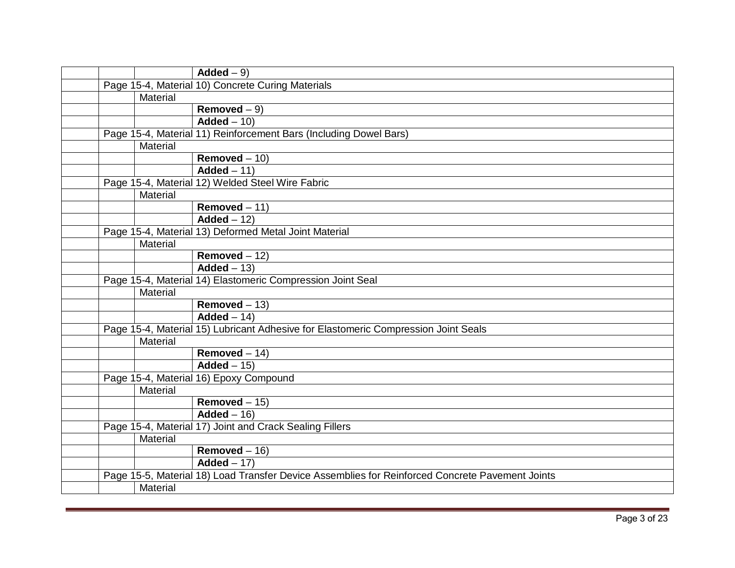| | | | |
|---|---|---|---|
| | | | **Added** – 9) |
| | Page 15-4, Material 10) Concrete Curing Materials | | |
| | | Material | |
| | | | **Removed** – 9) |
| | | | **Added** – 10) |
| | Page 15-4, Material 11) Reinforcement Bars (Including Dowel Bars) | | |
| | | Material | |
| | | | **Removed** – 10) |
| | | | **Added** – 11) |
| | Page 15-4, Material 12) Welded Steel Wire Fabric | | |
| | | Material | |
| | | | **Removed** – 11) |
| | | | **Added** – 12) |
| | Page 15-4, Material 13) Deformed Metal Joint Material | | |
| | | Material | |
| | | | **Removed** – 12) |
| | | | **Added** – 13) |
| | Page 15-4, Material 14) Elastomeric Compression Joint Seal | | |
| | | Material | |
| | | | **Removed** – 13) |
| | | | **Added** – 14) |
| | Page 15-4, Material 15) Lubricant Adhesive for Elastomeric Compression Joint Seals | | |
| | | Material | |
| | | | **Removed** – 14) |
| | | | **Added** – 15) |
| | Page 15-4, Material 16) Epoxy Compound | | |
| | | Material | |
| | | | **Removed** – 15) |
| | | | **Added** – 16) |
| | Page 15-4, Material 17) Joint and Crack Sealing Fillers | | |
| | | Material | |
| | | | **Removed** – 16) |
| | | | **Added** – 17) |
| | Page 15-5, Material 18) Load Transfer Device Assemblies for Reinforced Concrete Pavement Joints | | |
| | | Material | |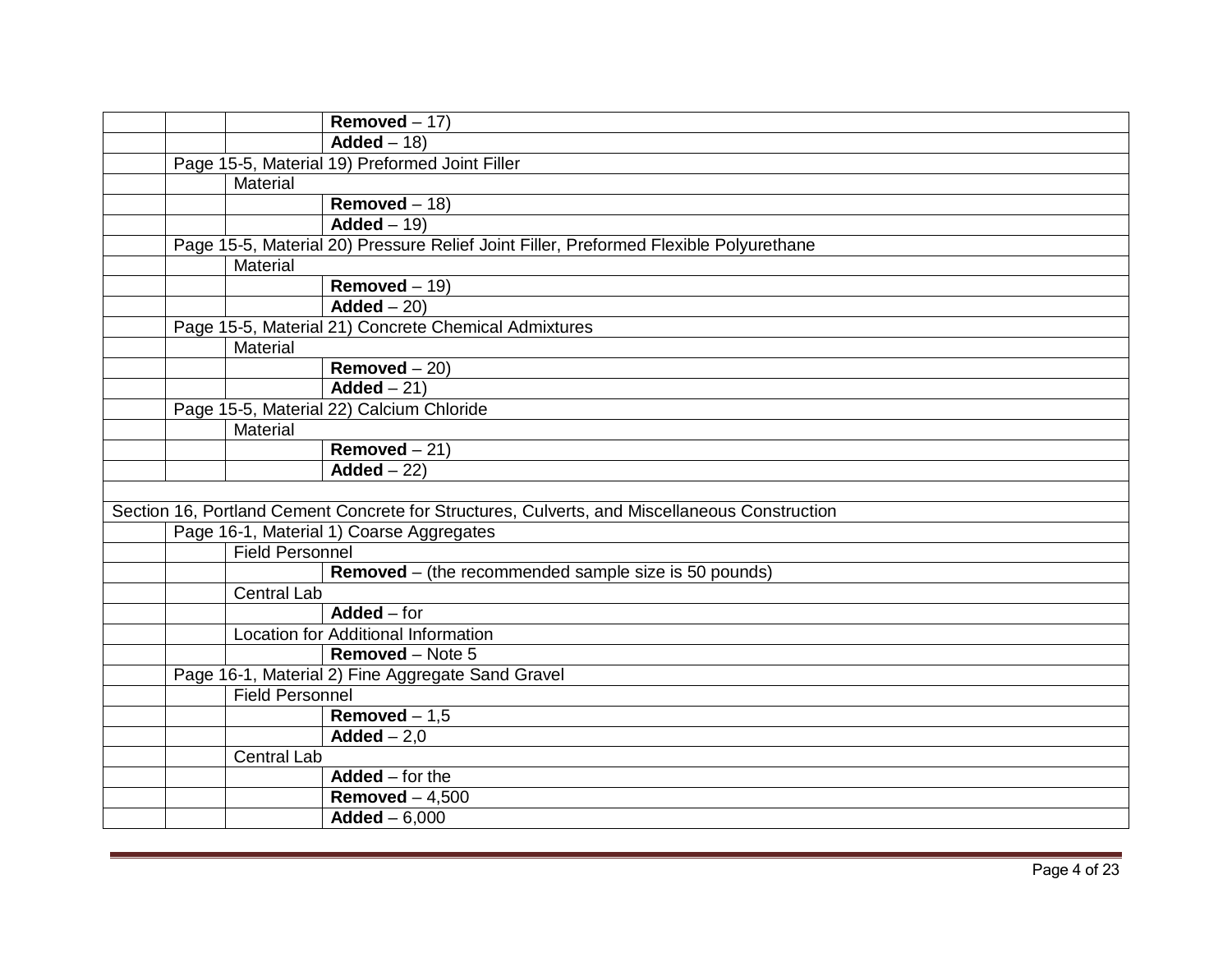| | | | |
|---|---|---|---|
| | | | **Removed** – 17) |
| | | | **Added** – 18) |
| | Page 15-5, Material 19) Preformed Joint Filler | | |
| | | Material | |
| | | | **Removed** – 18) |
| | | | **Added** – 19) |
| | Page 15-5, Material 20) Pressure Relief Joint Filler, Preformed Flexible Polyurethane | | |
| | | Material | |
| | | | **Removed** – 19) |
| | | | **Added** – 20) |
| | Page 15-5, Material 21) Concrete Chemical Admixtures | | |
| | | Material | |
| | | | **Removed** – 20) |
| | | | **Added** – 21) |
| | Page 15-5, Material 22) Calcium Chloride | | |
| | | Material | |
| | | | **Removed** – 21) |
| | | | **Added** – 22) |
| | | | |
| Section 16, Portland Cement Concrete for Structures, Culverts, and Miscellaneous Construction | | | |
| | Page 16-1, Material 1) Coarse Aggregates | | |
| | | Field Personnel | |
| | | | **Removed** – (the recommended sample size is 50 pounds) |
| | | Central Lab | |
| | | | **Added** – for |
| | | Location for Additional Information | |
| | | | **Removed** – Note 5 |
| | Page 16-1, Material 2) Fine Aggregate Sand Gravel | | |
| | | Field Personnel | |
| | | | **Removed** – 1,5 |
| | | | **Added** – 2,0 |
| | | Central Lab | |
| | | | **Added** – for the |
| | | | **Removed** – 4,500 |
| | | | **Added** – 6,000 |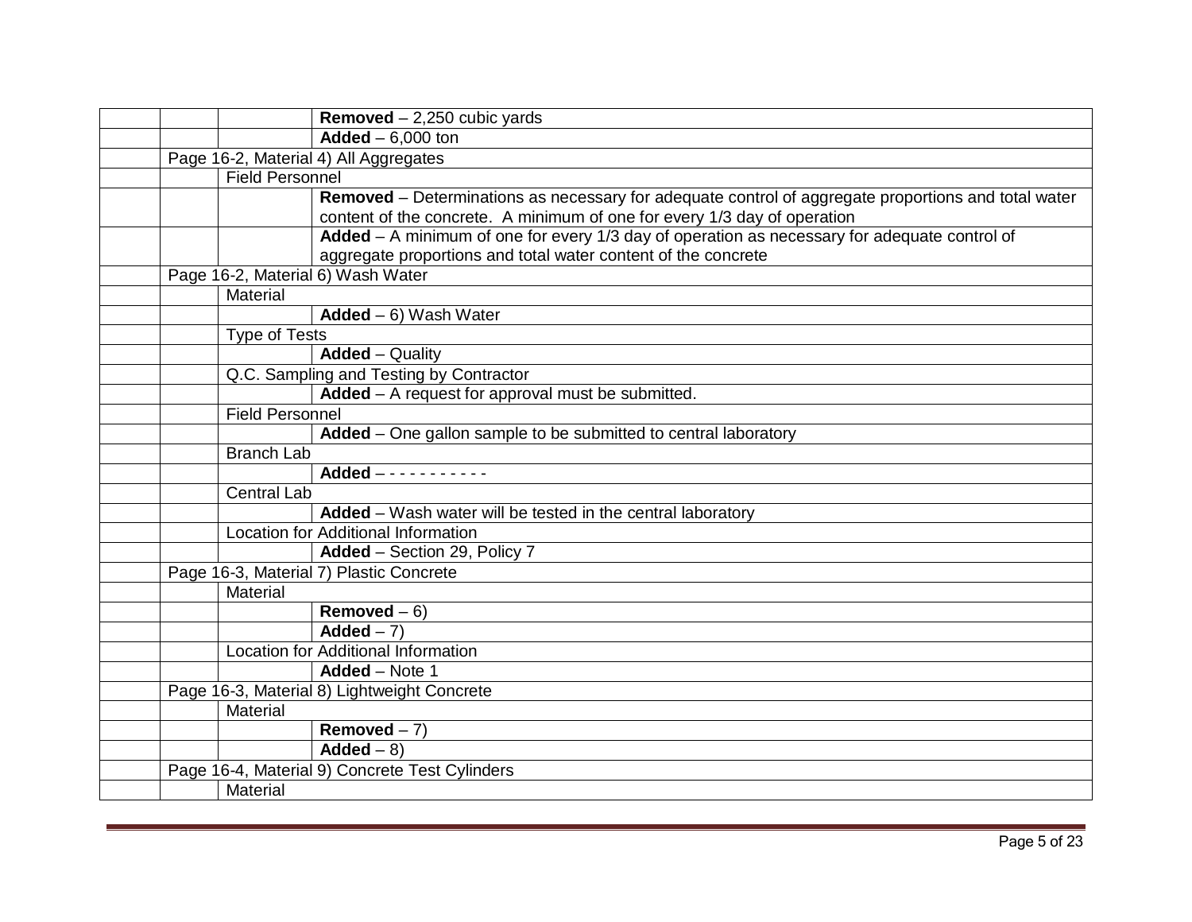| | | | |
|---|---|---|---|
| | | | **Removed** – 2,250 cubic yards |
| | | | **Added** – 6,000 ton |
| | Page 16-2, Material 4) All Aggregates | | |
| | | Field Personnel | |
| | | | **Removed** – Determinations as necessary for adequate control of aggregate proportions and total water content of the concrete. A minimum of one for every 1/3 day of operation |
| | | | **Added** – A minimum of one for every 1/3 day of operation as necessary for adequate control of aggregate proportions and total water content of the concrete |
| | Page 16-2, Material 6) Wash Water | | |
| | | Material | |
| | | | **Added** – 6) Wash Water |
| | | Type of Tests | |
| | | | **Added** – Quality |
| | | Q.C. Sampling and Testing by Contractor | |
| | | | **Added** – A request for approval must be submitted. |
| | | Field Personnel | |
| | | | **Added** – One gallon sample to be submitted to central laboratory |
| | | Branch Lab | |
| | | | **Added** – - - - - - - - - - - |
| | | Central Lab | |
| | | | **Added** – Wash water will be tested in the central laboratory |
| | | Location for Additional Information | |
| | | | **Added** – Section 29, Policy 7 |
| | Page 16-3, Material 7) Plastic Concrete | | |
| | | Material | |
| | | | **Removed** – 6) |
| | | | **Added** – 7) |
| | | Location for Additional Information | |
| | | | **Added** – Note 1 |
| | Page 16-3, Material 8) Lightweight Concrete | | |
| | | Material | |
| | | | **Removed** – 7) |
| | | | **Added** – 8) |
| | Page 16-4, Material 9) Concrete Test Cylinders | | |
| | | Material | |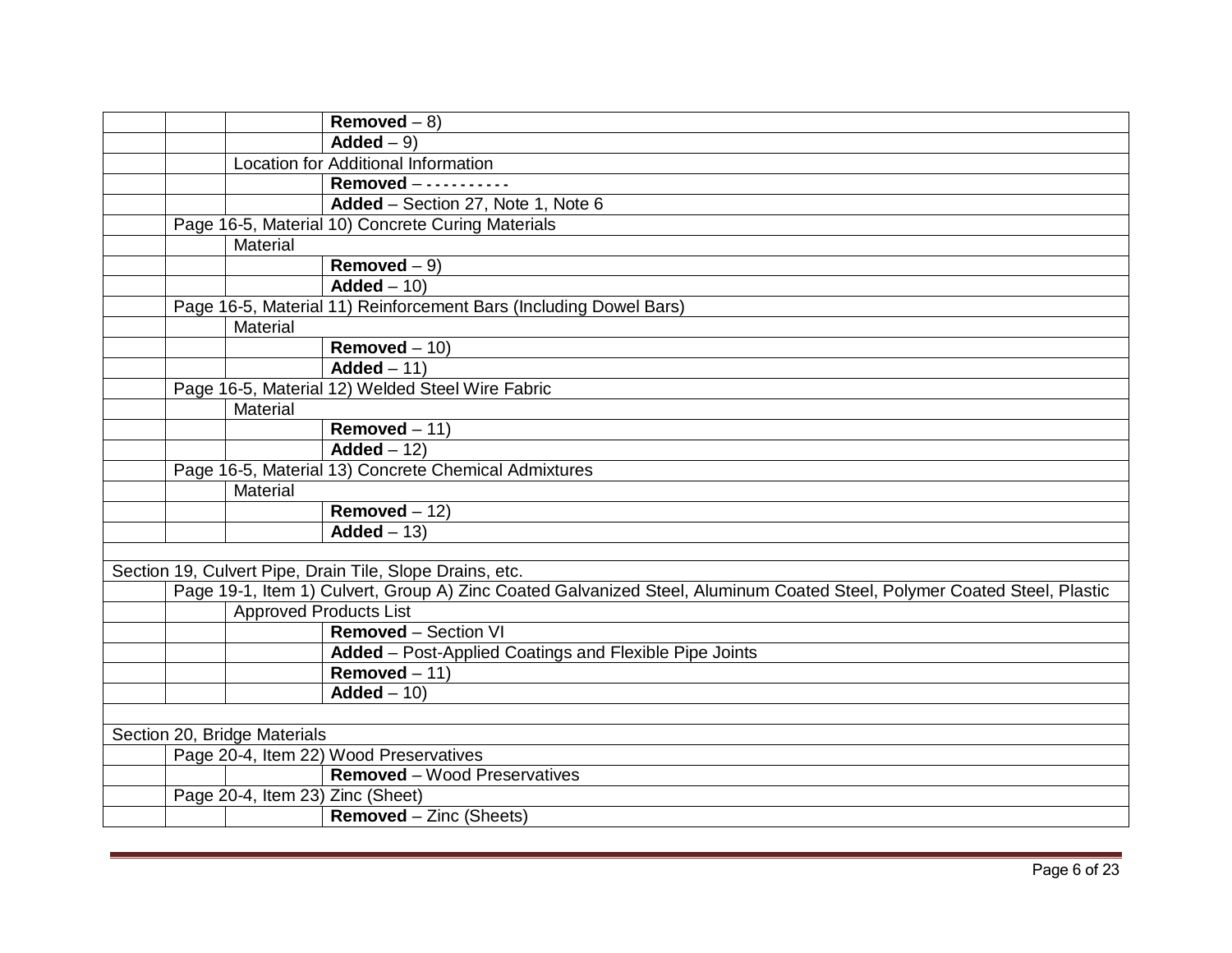| | | | |
|---|---|---|---|
| | | | **Removed** – 8) |
| | | | **Added** – 9) |
| | | Location for Additional Information | |
| | | | **Removed** – - - - - - - - - - - |
| | | | **Added** – Section 27, Note 1, Note 6 |
| | Page 16-5, Material 10) Concrete Curing Materials | | |
| | | Material | |
| | | | **Removed** – 9) |
| | | | **Added** – 10) |
| | Page 16-5, Material 11) Reinforcement Bars (Including Dowel Bars) | | |
| | | Material | |
| | | | **Removed** – 10) |
| | | | **Added** – 11) |
| | Page 16-5, Material 12) Welded Steel Wire Fabric | | |
| | | Material | |
| | | | **Removed** – 11) |
| | | | **Added** – 12) |
| | Page 16-5, Material 13) Concrete Chemical Admixtures | | |
| | | Material | |
| | | | **Removed** – 12) |
| | | | **Added** – 13) |
| | | | |
| Section 19, Culvert Pipe, Drain Tile, Slope Drains, etc. | | | |
| | Page 19-1, Item 1) Culvert, Group A) Zinc Coated Galvanized Steel, Aluminum Coated Steel, Polymer Coated Steel, Plastic | | |
| | | Approved Products List | |
| | | | **Removed** – Section VI |
| | | | **Added** – Post-Applied Coatings and Flexible Pipe Joints |
| | | | **Removed** – 11) |
| | | | **Added** – 10) |
| | | | |
| Section 20, Bridge Materials | | | |
| | Page 20-4, Item 22) Wood Preservatives | | |
| | | | **Removed** – Wood Preservatives |
| | Page 20-4, Item 23) Zinc (Sheet) | | |
| | | | **Removed** – Zinc (Sheets) |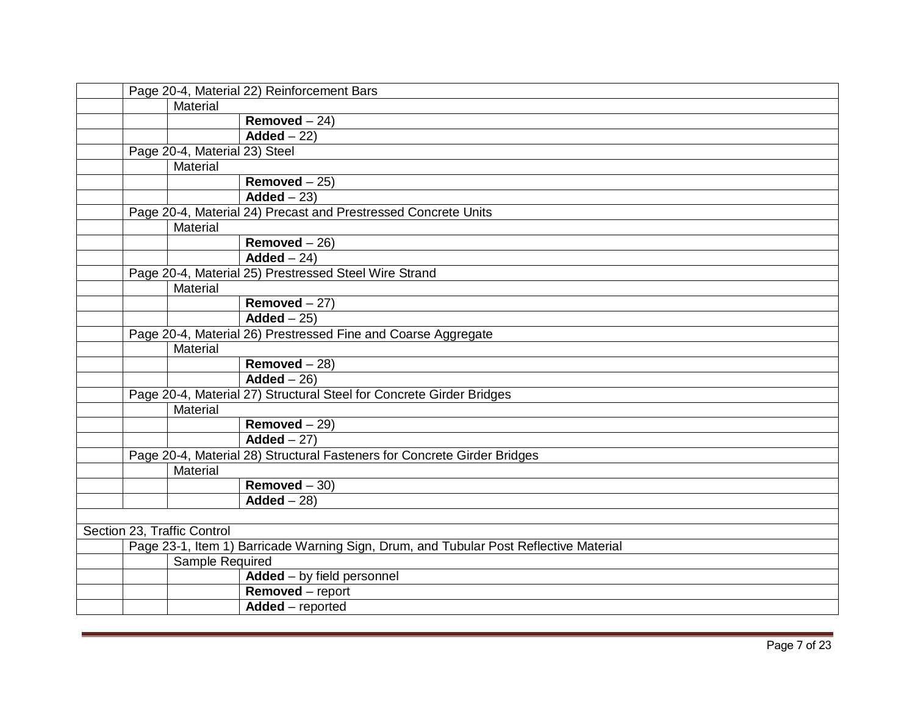| | | | |
|---|---|---|---|
| | Page 20-4, Material 22) Reinforcement Bars | | |
| | | Material | |
| | | | **Removed** – 24) |
| | | | **Added** – 22) |
| | Page 20-4, Material 23) Steel | | |
| | | Material | |
| | | | **Removed** – 25) |
| | | | **Added** – 23) |
| | Page 20-4, Material 24) Precast and Prestressed Concrete Units | | |
| | | Material | |
| | | | **Removed** – 26) |
| | | | **Added** – 24) |
| | Page 20-4, Material 25) Prestressed Steel Wire Strand | | |
| | | Material | |
| | | | **Removed** – 27) |
| | | | **Added** – 25) |
| | Page 20-4, Material 26) Prestressed Fine and Coarse Aggregate | | |
| | | Material | |
| | | | **Removed** – 28) |
| | | | **Added** – 26) |
| | Page 20-4, Material 27) Structural Steel for Concrete Girder Bridges | | |
| | | Material | |
| | | | **Removed** – 29) |
| | | | **Added** – 27) |
| | Page 20-4, Material 28) Structural Fasteners for Concrete Girder Bridges | | |
| | | Material | |
| | | | **Removed** – 30) |
| | | | **Added** – 28) |
| | | | |
| Section 23, Traffic Control | | | |
| | Page 23-1, Item 1) Barricade Warning Sign, Drum, and Tubular Post Reflective Material | | |
| | | Sample Required | |
| | | | **Added** – by field personnel |
| | | | **Removed** – report |
| | | | **Added** – reported |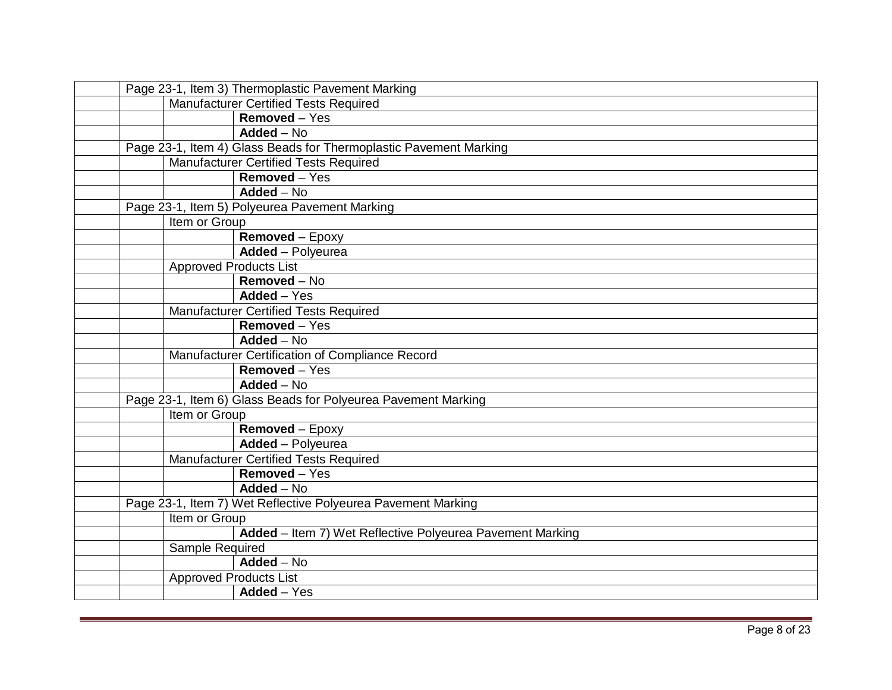| | | | |
|---|---|---|---|
| | Page 23-1, Item 3) Thermoplastic Pavement Marking | | |
| | | Manufacturer Certified Tests Required | |
| | | | **Removed** – Yes |
| | | | **Added** – No |
| | Page 23-1, Item 4) Glass Beads for Thermoplastic Pavement Marking | | |
| | | Manufacturer Certified Tests Required | |
| | | | **Removed** – Yes |
| | | | **Added** – No |
| | Page 23-1, Item 5) Polyeurea Pavement Marking | | |
| | | Item or Group | |
| | | | **Removed** – Epoxy |
| | | | **Added** – Polyeurea |
| | | Approved Products List | |
| | | | **Removed** – No |
| | | | **Added** – Yes |
| | | Manufacturer Certified Tests Required | |
| | | | **Removed** – Yes |
| | | | **Added** – No |
| | | Manufacturer Certification of Compliance Record | |
| | | | **Removed** – Yes |
| | | | **Added** – No |
| | Page 23-1, Item 6) Glass Beads for Polyeurea Pavement Marking | | |
| | | Item or Group | |
| | | | **Removed** – Epoxy |
| | | | **Added** – Polyeurea |
| | | Manufacturer Certified Tests Required | |
| | | | **Removed** – Yes |
| | | | **Added** – No |
| | Page 23-1, Item 7) Wet Reflective Polyeurea Pavement Marking | | |
| | | Item or Group | |
| | | | **Added** – Item 7) Wet Reflective Polyeurea Pavement Marking |
| | | Sample Required | |
| | | | **Added** – No |
| | | Approved Products List | |
| | | | **Added** – Yes |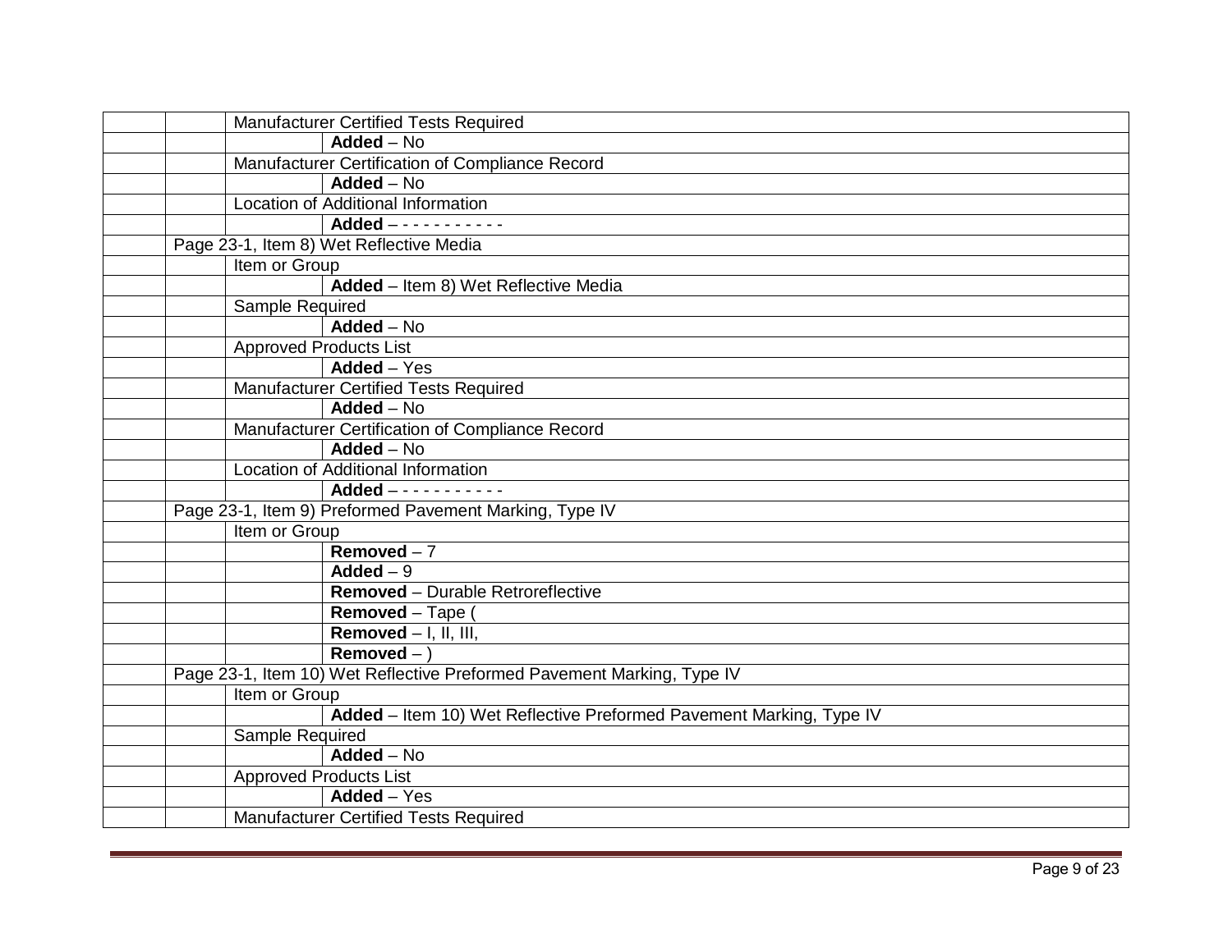| | | | |
|---|---|---|---|
| | | Manufacturer Certified Tests Required | |
| | | | **Added** – No |
| | | Manufacturer Certification of Compliance Record | |
| | | | **Added** – No |
| | | Location of Additional Information | |
| | | | **Added** – - - - - - - - - - - |
| | Page 23-1, Item 8) Wet Reflective Media | | |
| | | Item or Group | |
| | | | **Added** – Item 8) Wet Reflective Media |
| | | Sample Required | |
| | | | **Added** – No |
| | | Approved Products List | |
| | | | **Added** – Yes |
| | | Manufacturer Certified Tests Required | |
| | | | **Added** – No |
| | | Manufacturer Certification of Compliance Record | |
| | | | **Added** – No |
| | | Location of Additional Information | |
| | | | **Added** – - - - - - - - - - - |
| | Page 23-1, Item 9) Preformed Pavement Marking, Type IV | | |
| | | Item or Group | |
| | | | **Removed** – 7 |
| | | | **Added** – 9 |
| | | | **Removed** – Durable Retroreflective |
| | | | **Removed** – Tape ( |
| | | | **Removed** – I, II, III, |
| | | | **Removed** – ) |
| | Page 23-1, Item 10) Wet Reflective Preformed Pavement Marking, Type IV | | |
| | | Item or Group | |
| | | | **Added** – Item 10) Wet Reflective Preformed Pavement Marking, Type IV |
| | | Sample Required | |
| | | | **Added** – No |
| | | Approved Products List | |
| | | | **Added** – Yes |
| | | Manufacturer Certified Tests Required | |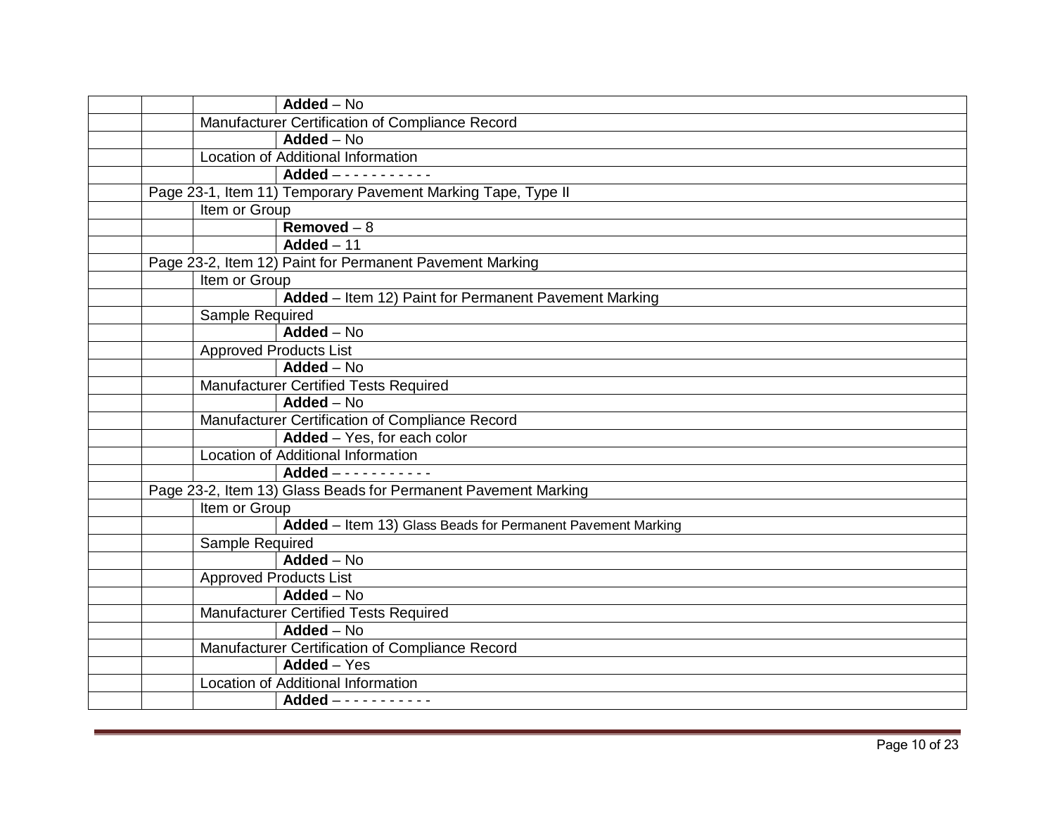| | | | |
|---|---|---|---|
| | | | **Added** – No |
| | | Manufacturer Certification of Compliance Record | |
| | | | **Added** – No |
| | | Location of Additional Information | |
| | | | **Added** – - - - - - - - - - - |
| | Page 23-1, Item 11) Temporary Pavement Marking Tape, Type II | | |
| | | Item or Group | |
| | | | **Removed** – 8 |
| | | | **Added** – 11 |
| | Page 23-2, Item 12) Paint for Permanent Pavement Marking | | |
| | | Item or Group | |
| | | | **Added** – Item 12) Paint for Permanent Pavement Marking |
| | | Sample Required | |
| | | | **Added** – No |
| | | Approved Products List | |
| | | | **Added** – No |
| | | Manufacturer Certified Tests Required | |
| | | | **Added** – No |
| | | Manufacturer Certification of Compliance Record | |
| | | | **Added** – Yes, for each color |
| | | Location of Additional Information | |
| | | | **Added** – - - - - - - - - - - |
| | Page 23-2, Item 13) Glass Beads for Permanent Pavement Marking | | |
| | | Item or Group | |
| | | | **Added** – Item 13) Glass Beads for Permanent Pavement Marking |
| | | Sample Required | |
| | | | **Added** – No |
| | | Approved Products List | |
| | | | **Added** – No |
| | | Manufacturer Certified Tests Required | |
| | | | **Added** – No |
| | | Manufacturer Certification of Compliance Record | |
| | | | **Added** – Yes |
| | | Location of Additional Information | |
| | | | **Added** – - - - - - - - - - - |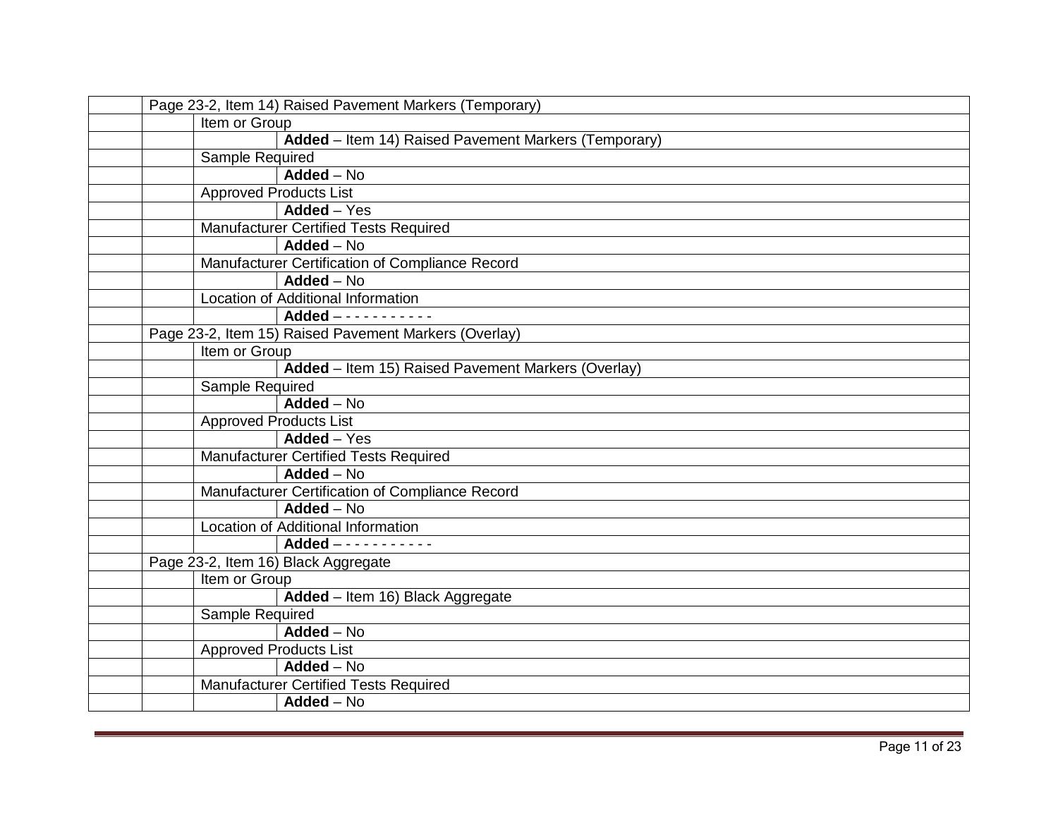| | | | |
|---|---|---|---|
| | Page 23-2, Item 14) Raised Pavement Markers (Temporary) | | |
| | | Item or Group | |
| | | | **Added** – Item 14) Raised Pavement Markers (Temporary) |
| | | Sample Required | |
| | | | **Added** – No |
| | | Approved Products List | |
| | | | **Added** – Yes |
| | | Manufacturer Certified Tests Required | |
| | | | **Added** – No |
| | | Manufacturer Certification of Compliance Record | |
| | | | **Added** – No |
| | | Location of Additional Information | |
| | | | **Added** – - - - - - - - - - - - |
| | Page 23-2, Item 15) Raised Pavement Markers (Overlay) | | |
| | | Item or Group | |
| | | | **Added** – Item 15) Raised Pavement Markers (Overlay) |
| | | Sample Required | |
| | | | **Added** – No |
| | | Approved Products List | |
| | | | **Added** – Yes |
| | | Manufacturer Certified Tests Required | |
| | | | **Added** – No |
| | | Manufacturer Certification of Compliance Record | |
| | | | **Added** – No |
| | | Location of Additional Information | |
| | | | **Added** – - - - - - - - - - - - |
| | Page 23-2, Item 16) Black Aggregate | | |
| | | Item or Group | |
| | | | **Added** – Item 16) Black Aggregate |
| | | Sample Required | |
| | | | **Added** – No |
| | | Approved Products List | |
| | | | **Added** – No |
| | | Manufacturer Certified Tests Required | |
| | | | **Added** – No |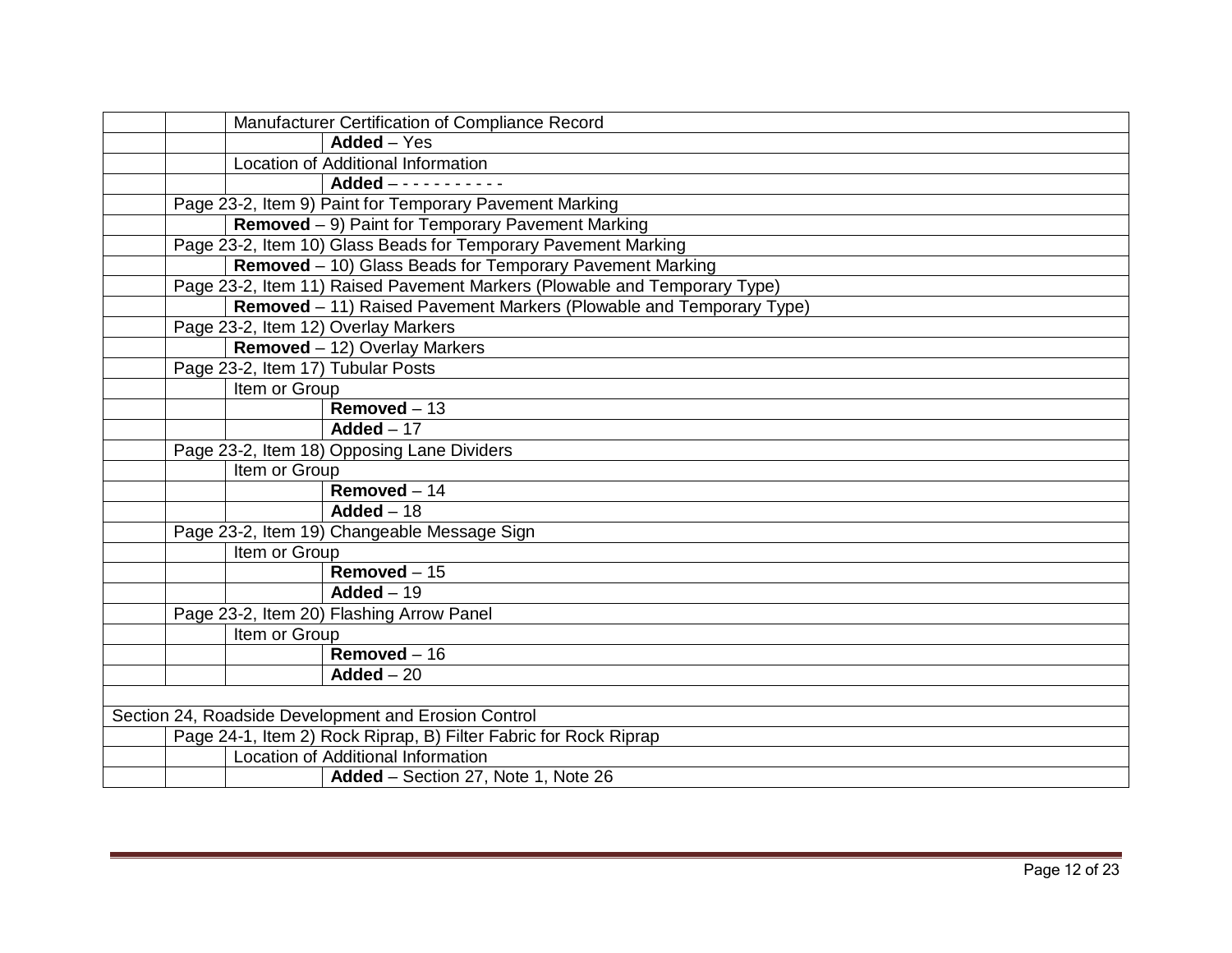| | | | |
|---|---|---|---|
| | | Manufacturer Certification of Compliance Record | |
| | | | **Added** – Yes |
| | | Location of Additional Information | |
| | | | **Added** – - - - - - - - - - - - |
| | Page 23-2, Item 9) Paint for Temporary Pavement Marking | | |
| | | **Removed** – 9) Paint for Temporary Pavement Marking | |
| | Page 23-2, Item 10) Glass Beads for Temporary Pavement Marking | | |
| | | **Removed** – 10) Glass Beads for Temporary Pavement Marking | |
| | Page 23-2, Item 11) Raised Pavement Markers (Plowable and Temporary Type) | | |
| | | **Removed** – 11) Raised Pavement Markers (Plowable and Temporary Type) | |
| | Page 23-2, Item 12) Overlay Markers | | |
| | | **Removed** – 12) Overlay Markers | |
| | Page 23-2, Item 17) Tubular Posts | | |
| | | Item or Group | |
| | | | **Removed** – 13 |
| | | | **Added** – 17 |
| | Page 23-2, Item 18) Opposing Lane Dividers | | |
| | | Item or Group | |
| | | | **Removed** – 14 |
| | | | **Added** – 18 |
| | Page 23-2, Item 19) Changeable Message Sign | | |
| | | Item or Group | |
| | | | **Removed** – 15 |
| | | | **Added** – 19 |
| | Page 23-2, Item 20) Flashing Arrow Panel | | |
| | | Item or Group | |
| | | | **Removed** – 16 |
| | | | **Added** – 20 |
| | | | |
| Section 24, Roadside Development and Erosion Control | | | |
| | Page 24-1, Item 2) Rock Riprap, B) Filter Fabric for Rock Riprap | | |
| | | Location of Additional Information | |
| | | | **Added** – Section 27, Note 1, Note 26 |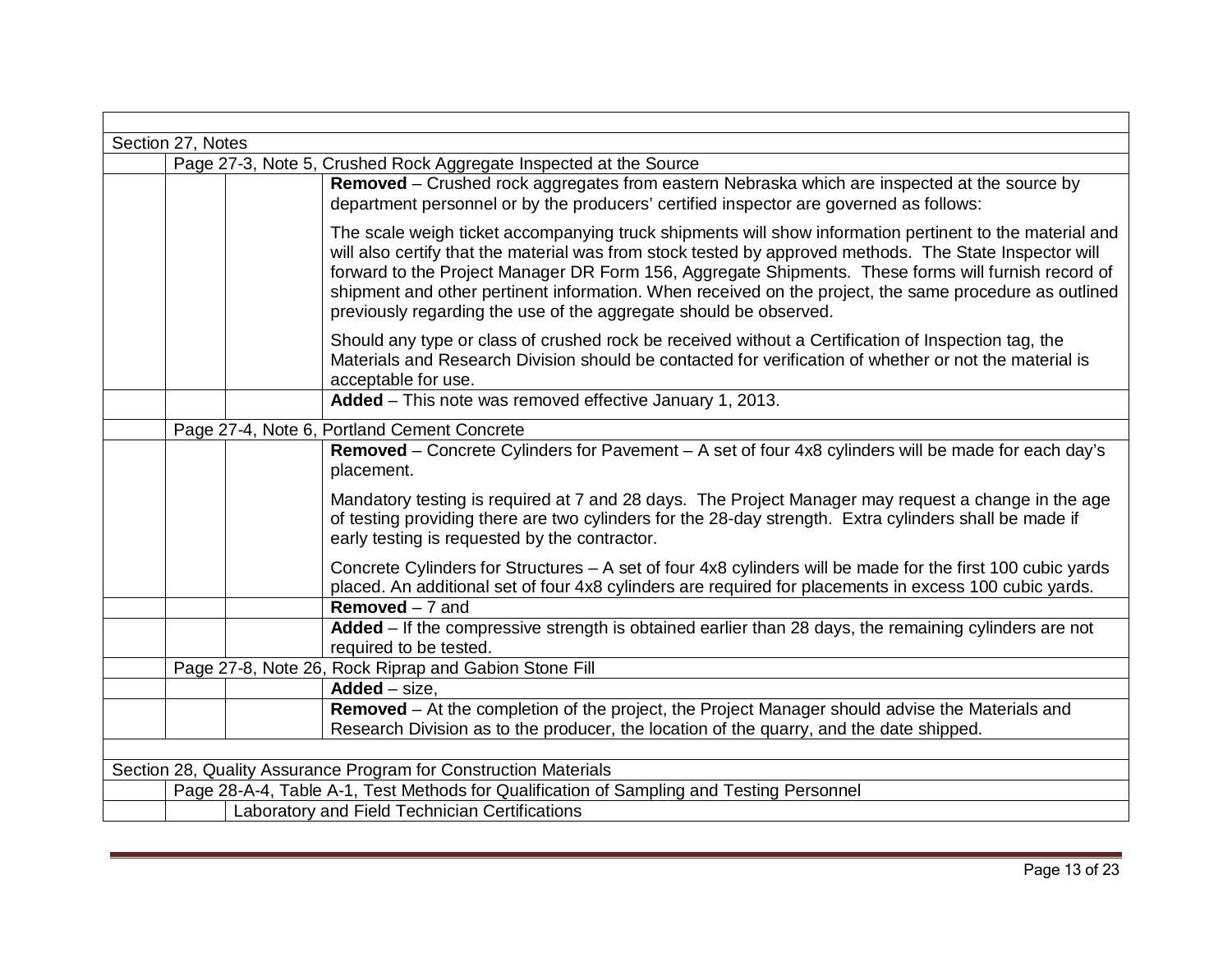Section 27, Notes

Page 27-3, Note 5, Crushed Rock Aggregate Inspected at the Source

**Removed** – Crushed rock aggregates from eastern Nebraska which are inspected at the source by department personnel or by the producers' certified inspector are governed as follows:

The scale weigh ticket accompanying truck shipments will show information pertinent to the material and will also certify that the material was from stock tested by approved methods. The State Inspector will forward to the Project Manager DR Form 156, Aggregate Shipments. These forms will furnish record of shipment and other pertinent information. When received on the project, the same procedure as outlined previously regarding the use of the aggregate should be observed.

Should any type or class of crushed rock be received without a Certification of Inspection tag, the Materials and Research Division should be contacted for verification of whether or not the material is acceptable for use.

**Added** – This note was removed effective January 1, 2013.

Page 27-4, Note 6, Portland Cement Concrete

**Removed** – Concrete Cylinders for Pavement – A set of four 4x8 cylinders will be made for each day's placement.

Mandatory testing is required at 7 and 28 days. The Project Manager may request a change in the age of testing providing there are two cylinders for the 28-day strength. Extra cylinders shall be made if early testing is requested by the contractor.

Concrete Cylinders for Structures – A set of four 4x8 cylinders will be made for the first 100 cubic yards placed. An additional set of four 4x8 cylinders are required for placements in excess 100 cubic yards.

**Removed** – 7 and

**Added** – If the compressive strength is obtained earlier than 28 days, the remaining cylinders are not required to be tested.

Page 27-8, Note 26, Rock Riprap and Gabion Stone Fill

**Added** – size,

**Removed** – At the completion of the project, the Project Manager should advise the Materials and Research Division as to the producer, the location of the quarry, and the date shipped.

Section 28, Quality Assurance Program for Construction Materials

Page 28-A-4, Table A-1, Test Methods for Qualification of Sampling and Testing Personnel

Laboratory and Field Technician Certifications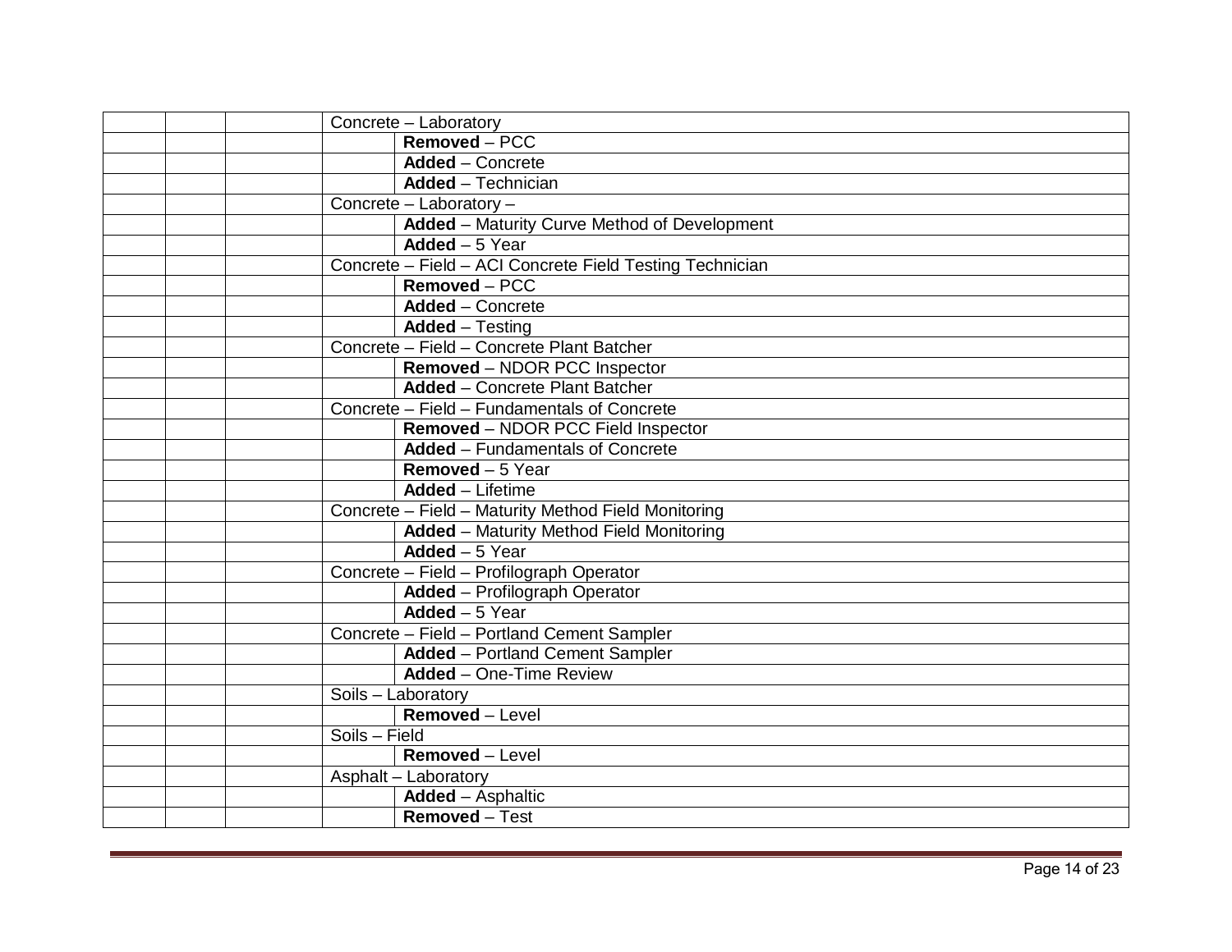| | | | | |
|---|---|---|---|---|
| | | | Concrete – Laboratory | |
| | | | | **Removed** – PCC |
| | | | | **Added** – Concrete |
| | | | | **Added** – Technician |
| | | | Concrete – Laboratory – | |
| | | | | **Added** – Maturity Curve Method of Development |
| | | | | **Added** – 5 Year |
| | | | Concrete – Field – ACI Concrete Field Testing Technician | |
| | | | | **Removed** – PCC |
| | | | | **Added** – Concrete |
| | | | | **Added** – Testing |
| | | | Concrete – Field – Concrete Plant Batcher | |
| | | | | **Removed** – NDOR PCC Inspector |
| | | | | **Added** – Concrete Plant Batcher |
| | | | Concrete – Field – Fundamentals of Concrete | |
| | | | | **Removed** – NDOR PCC Field Inspector |
| | | | | **Added** – Fundamentals of Concrete |
| | | | | **Removed** – 5 Year |
| | | | | **Added** – Lifetime |
| | | | Concrete – Field – Maturity Method Field Monitoring | |
| | | | | **Added** – Maturity Method Field Monitoring |
| | | | | **Added** – 5 Year |
| | | | Concrete – Field – Profilograph Operator | |
| | | | | **Added** – Profilograph Operator |
| | | | | **Added** – 5 Year |
| | | | Concrete – Field – Portland Cement Sampler | |
| | | | | **Added** – Portland Cement Sampler |
| | | | | **Added** – One-Time Review |
| | | | Soils – Laboratory | |
| | | | | **Removed** – Level |
| | | | Soils – Field | |
| | | | | **Removed** – Level |
| | | | Asphalt – Laboratory | |
| | | | | **Added** – Asphaltic |
| | | | | **Removed** – Test |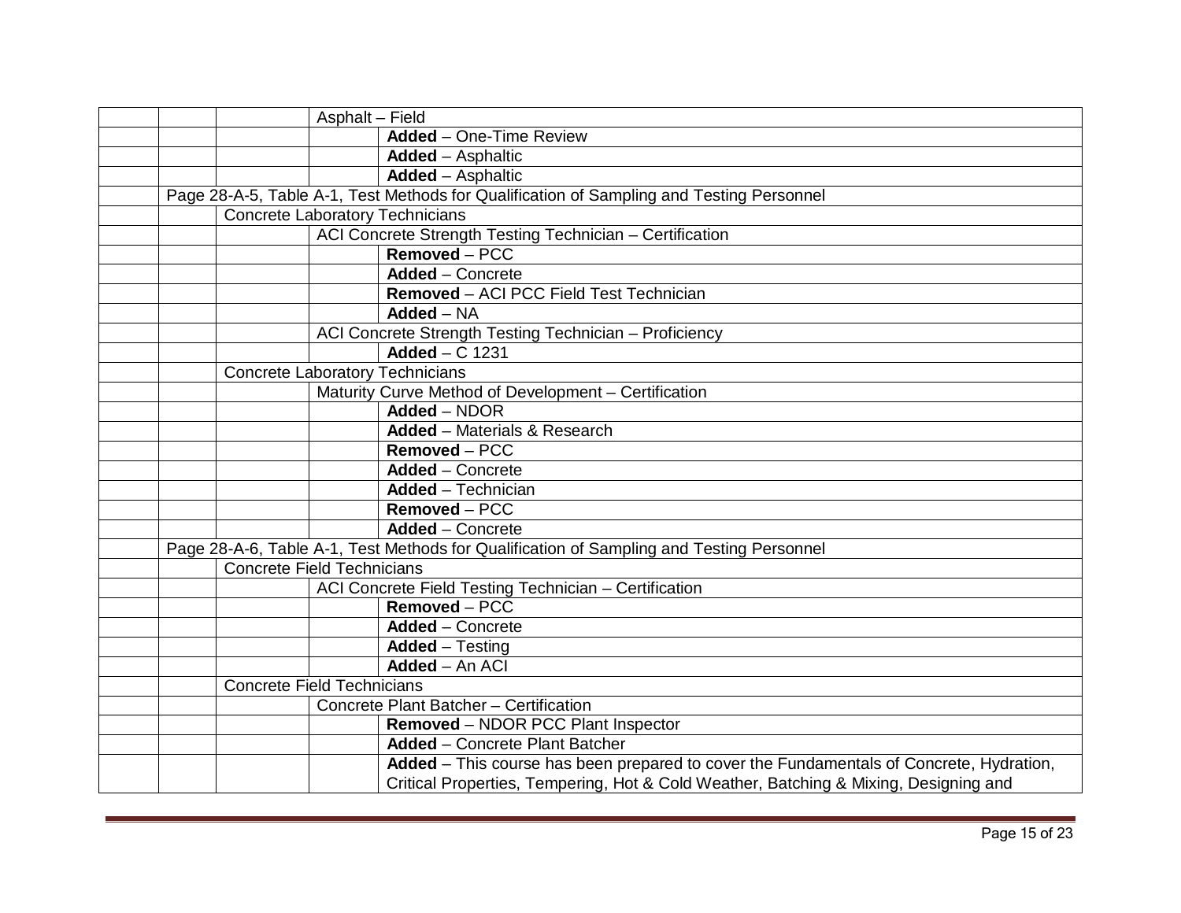| | | | | |
|---|---|---|---|---|
| | | | Asphalt – Field | |
| | | | | **Added** – One-Time Review |
| | | | | **Added** – Asphaltic |
| | | | | **Added** – Asphaltic |
| | Page 28-A-5, Table A-1, Test Methods for Qualification of Sampling and Testing Personnel | | | |
| | | Concrete Laboratory Technicians | | |
| | | | ACI Concrete Strength Testing Technician – Certification | |
| | | | | **Removed** – PCC |
| | | | | **Added** – Concrete |
| | | | | **Removed** – ACI PCC Field Test Technician |
| | | | | **Added** – NA |
| | | | ACI Concrete Strength Testing Technician – Proficiency | |
| | | | | **Added** – C 1231 |
| | | Concrete Laboratory Technicians | | |
| | | | Maturity Curve Method of Development – Certification | |
| | | | | **Added** – NDOR |
| | | | | **Added** – Materials & Research |
| | | | | **Removed** – PCC |
| | | | | **Added** – Concrete |
| | | | | **Added** – Technician |
| | | | | **Removed** – PCC |
| | | | | **Added** – Concrete |
| | Page 28-A-6, Table A-1, Test Methods for Qualification of Sampling and Testing Personnel | | | |
| | | Concrete Field Technicians | | |
| | | | ACI Concrete Field Testing Technician – Certification | |
| | | | | **Removed** – PCC |
| | | | | **Added** – Concrete |
| | | | | **Added** – Testing |
| | | | | **Added** – An ACI |
| | | Concrete Field Technicians | | |
| | | | Concrete Plant Batcher – Certification | |
| | | | | **Removed** – NDOR PCC Plant Inspector |
| | | | | **Added** – Concrete Plant Batcher |
| | | | | **Added** – This course has been prepared to cover the Fundamentals of Concrete, Hydration, Critical Properties, Tempering, Hot & Cold Weather, Batching & Mixing, Designing and |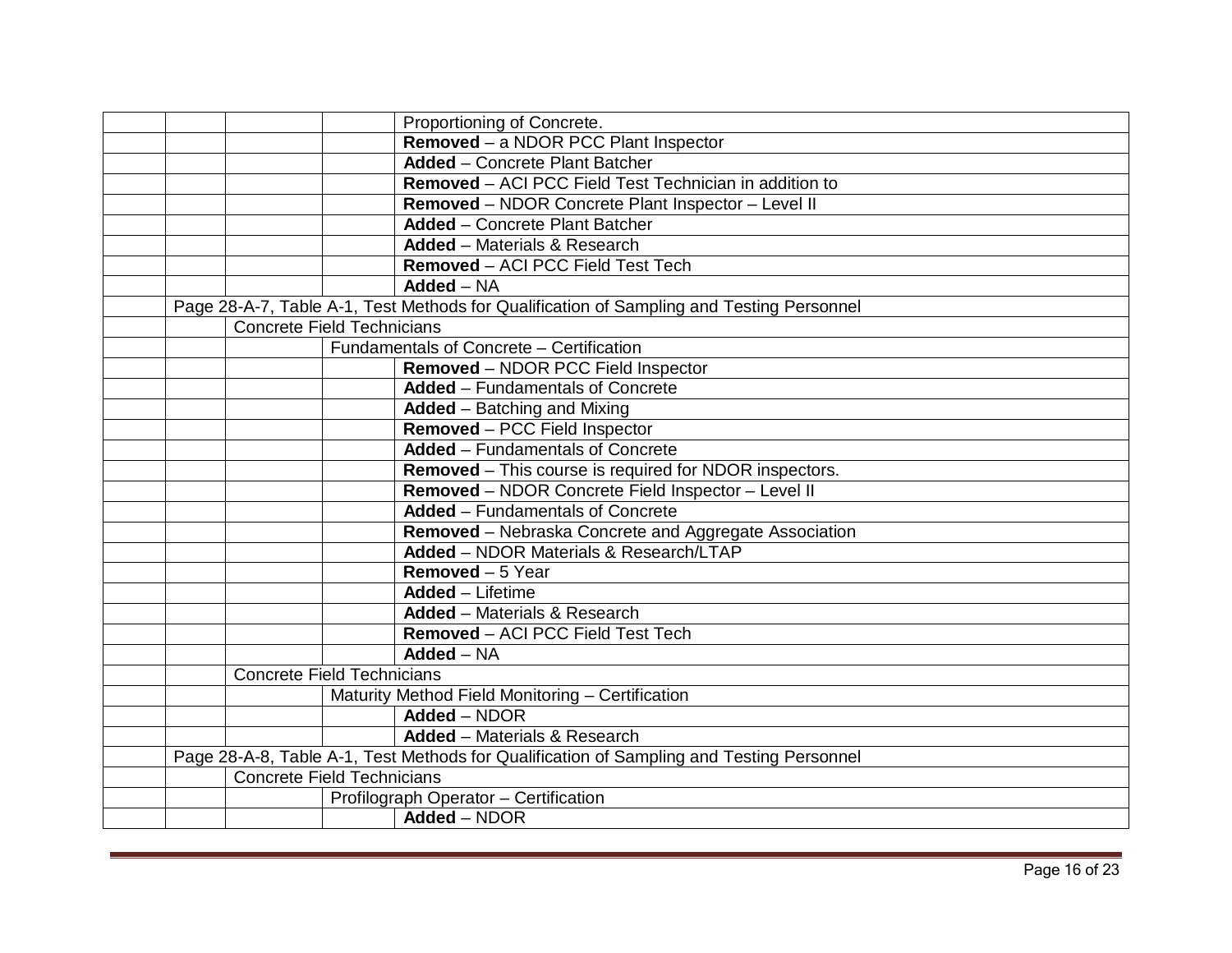| | | | | |
|---|---|---|---|---|
| | | | | Proportioning of Concrete. |
| | | | | **Removed** – a NDOR PCC Plant Inspector |
| | | | | **Added** – Concrete Plant Batcher |
| | | | | **Removed** – ACI PCC Field Test Technician in addition to |
| | | | | **Removed** – NDOR Concrete Plant Inspector – Level II |
| | | | | **Added** – Concrete Plant Batcher |
| | | | | **Added** – Materials & Research |
| | | | | **Removed** – ACI PCC Field Test Tech |
| | | | | **Added** – NA |
| | Page 28-A-7, Table A-1, Test Methods for Qualification of Sampling and Testing Personnel | | | |
| | | Concrete Field Technicians | | |
| | | | Fundamentals of Concrete – Certification | |
| | | | | **Removed** – NDOR PCC Field Inspector |
| | | | | **Added** – Fundamentals of Concrete |
| | | | | **Added** – Batching and Mixing |
| | | | | **Removed** – PCC Field Inspector |
| | | | | **Added** – Fundamentals of Concrete |
| | | | | **Removed** – This course is required for NDOR inspectors. |
| | | | | **Removed** – NDOR Concrete Field Inspector – Level II |
| | | | | **Added** – Fundamentals of Concrete |
| | | | | **Removed** – Nebraska Concrete and Aggregate Association |
| | | | | **Added** – NDOR Materials & Research/LTAP |
| | | | | **Removed** – 5 Year |
| | | | | **Added** – Lifetime |
| | | | | **Added** – Materials & Research |
| | | | | **Removed** – ACI PCC Field Test Tech |
| | | | | **Added** – NA |
| | | Concrete Field Technicians | | |
| | | | Maturity Method Field Monitoring – Certification | |
| | | | | **Added** – NDOR |
| | | | | **Added** – Materials & Research |
| | Page 28-A-8, Table A-1, Test Methods for Qualification of Sampling and Testing Personnel | | | |
| | | Concrete Field Technicians | | |
| | | | Profilograph Operator – Certification | |
| | | | | **Added** – NDOR |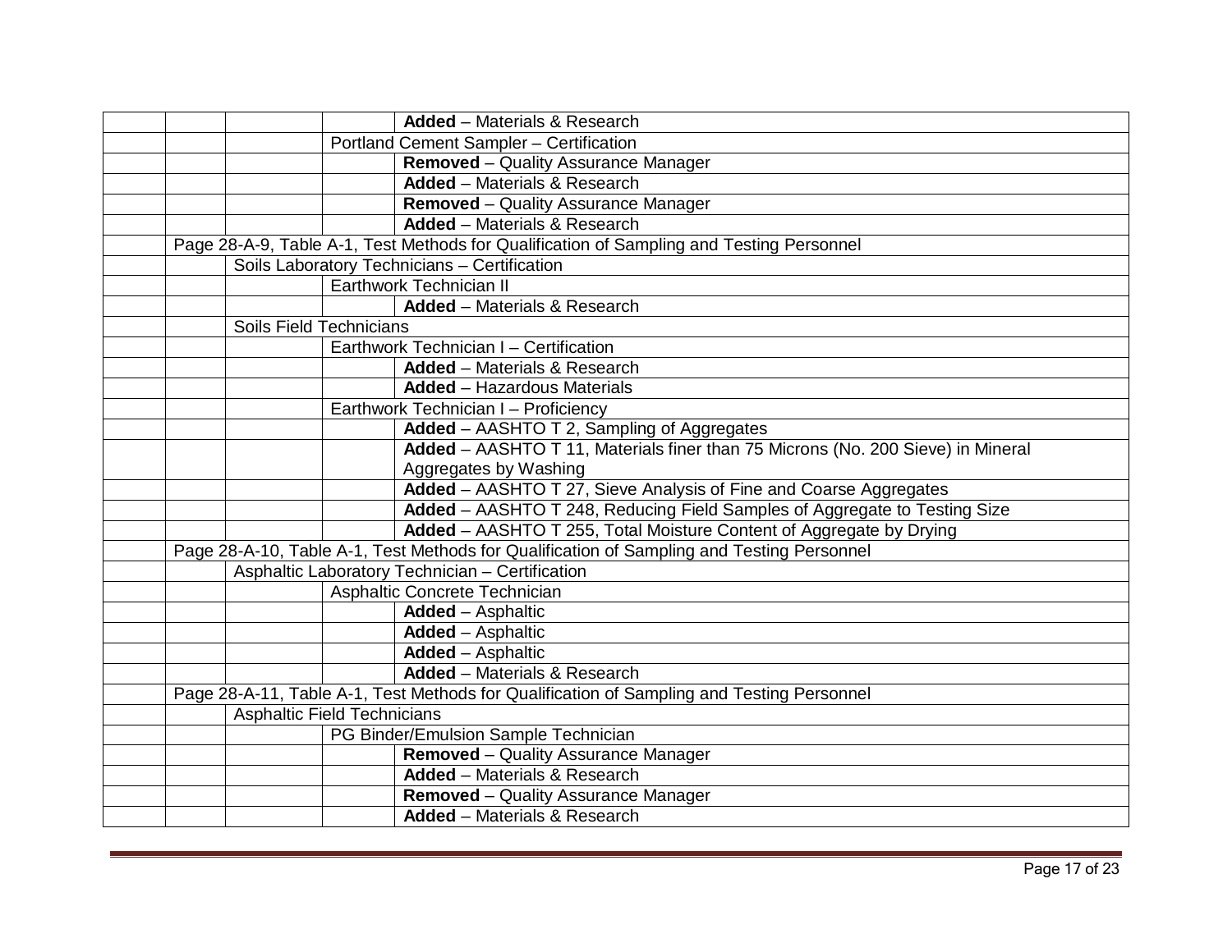| | | | | |
|---|---|---|---|---|
| | | | | **Added** – Materials & Research |
| | | | Portland Cement Sampler – Certification | |
| | | | | **Removed** – Quality Assurance Manager |
| | | | | **Added** – Materials & Research |
| | | | | **Removed** – Quality Assurance Manager |
| | | | | **Added** – Materials & Research |
| | Page 28-A-9, Table A-1, Test Methods for Qualification of Sampling and Testing Personnel | | | |
| | | Soils Laboratory Technicians – Certification | | |
| | | | Earthwork Technician II | |
| | | | | **Added** – Materials & Research |
| | | Soils Field Technicians | | |
| | | | Earthwork Technician I – Certification | |
| | | | | **Added** – Materials & Research |
| | | | | **Added** – Hazardous Materials |
| | | | Earthwork Technician I – Proficiency | |
| | | | | **Added** – AASHTO T 2, Sampling of Aggregates |
| | | | | **Added** – AASHTO T 11, Materials finer than 75 Microns (No. 200 Sieve) in Mineral Aggregates by Washing |
| | | | | **Added** – AASHTO T 27, Sieve Analysis of Fine and Coarse Aggregates |
| | | | | **Added** – AASHTO T 248, Reducing Field Samples of Aggregate to Testing Size |
| | | | | **Added** – AASHTO T 255, Total Moisture Content of Aggregate by Drying |
| | Page 28-A-10, Table A-1, Test Methods for Qualification of Sampling and Testing Personnel | | | |
| | | Asphaltic Laboratory Technician – Certification | | |
| | | | Asphaltic Concrete Technician | |
| | | | | **Added** – Asphaltic |
| | | | | **Added** – Asphaltic |
| | | | | **Added** – Asphaltic |
| | | | | **Added** – Materials & Research |
| | Page 28-A-11, Table A-1, Test Methods for Qualification of Sampling and Testing Personnel | | | |
| | | Asphaltic Field Technicians | | |
| | | | PG Binder/Emulsion Sample Technician | |
| | | | | **Removed** – Quality Assurance Manager |
| | | | | **Added** – Materials & Research |
| | | | | **Removed** – Quality Assurance Manager |
| | | | | **Added** – Materials & Research |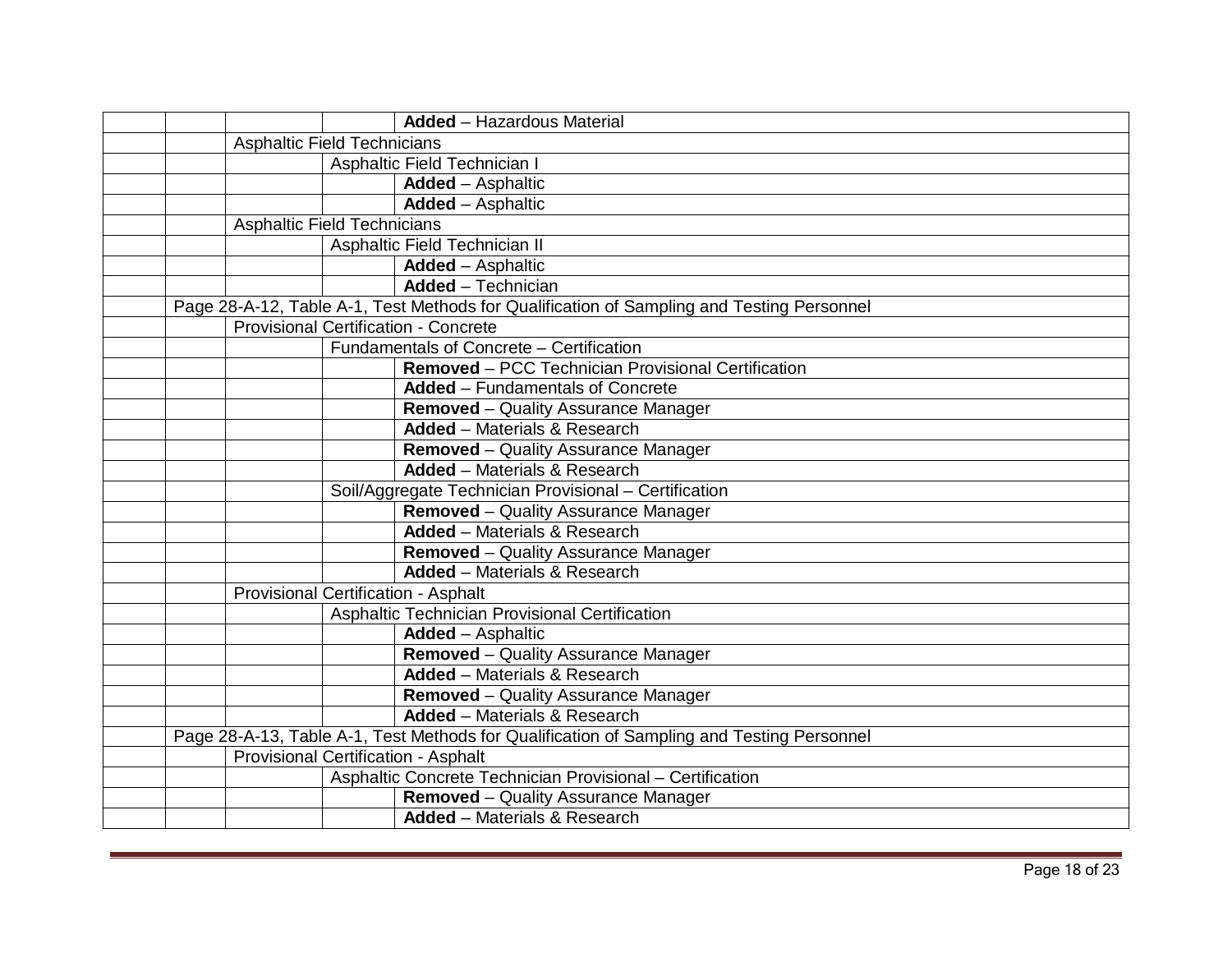| | | | | |
|---|---|---|---|---|
| | | | | **Added** – Hazardous Material |
| | | Asphaltic Field Technicians | | |
| | | | Asphaltic Field Technician I | |
| | | | | **Added** – Asphaltic |
| | | | | **Added** – Asphaltic |
| | | Asphaltic Field Technicians | | |
| | | | Asphaltic Field Technician II | |
| | | | | **Added** – Asphaltic |
| | | | | **Added** – Technician |
| | Page 28-A-12, Table A-1, Test Methods for Qualification of Sampling and Testing Personnel | | | |
| | | Provisional Certification - Concrete | | |
| | | | Fundamentals of Concrete – Certification | |
| | | | | **Removed** – PCC Technician Provisional Certification |
| | | | | **Added** – Fundamentals of Concrete |
| | | | | **Removed** – Quality Assurance Manager |
| | | | | **Added** – Materials & Research |
| | | | | **Removed** – Quality Assurance Manager |
| | | | | **Added** – Materials & Research |
| | | | Soil/Aggregate Technician Provisional – Certification | |
| | | | | **Removed** – Quality Assurance Manager |
| | | | | **Added** – Materials & Research |
| | | | | **Removed** – Quality Assurance Manager |
| | | | | **Added** – Materials & Research |
| | | Provisional Certification - Asphalt | | |
| | | | Asphaltic Technician Provisional Certification | |
| | | | | **Added** – Asphaltic |
| | | | | **Removed** – Quality Assurance Manager |
| | | | | **Added** – Materials & Research |
| | | | | **Removed** – Quality Assurance Manager |
| | | | | **Added** – Materials & Research |
| | Page 28-A-13, Table A-1, Test Methods for Qualification of Sampling and Testing Personnel | | | |
| | | Provisional Certification - Asphalt | | |
| | | | Asphaltic Concrete Technician Provisional – Certification | |
| | | | | **Removed** – Quality Assurance Manager |
| | | | | **Added** – Materials & Research |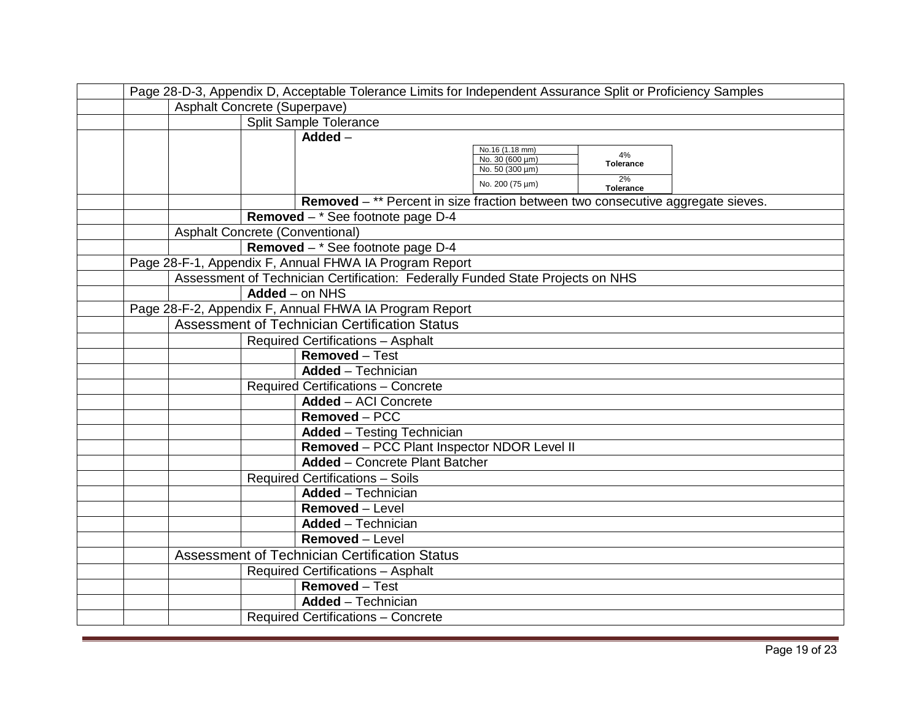| | | | | |
|---|---|---|---|---|
| | Page 28-D-3, Appendix D, Acceptable Tolerance Limits for Independent Assurance Split or Proficiency Samples | | | |
| | | Asphalt Concrete (Superpave) | | |
| | | | Split Sample Tolerance | |
| | | | | **Added** – |
| | | | | **Removed** – ** Percent in size fraction between two consecutive aggregate sieves. |
| | | | **Removed** – * See footnote page D-4 | |
| | | Asphalt Concrete (Conventional) | | |
| | | | **Removed** – * See footnote page D-4 | |
| | Page 28-F-1, Appendix F, Annual FHWA IA Program Report | | | |
| | | Assessment of Technician Certification: Federally Funded State Projects on NHS | | |
| | | | **Added** – on NHS | |
| | Page 28-F-2, Appendix F, Annual FHWA IA Program Report | | | |
| | | Assessment of Technician Certification Status | | |
| | | | Required Certifications – Asphalt | |
| | | | | **Removed** – Test |
| | | | | **Added** – Technician |
| | | | Required Certifications – Concrete | |
| | | | | **Added** – ACI Concrete |
| | | | | **Removed** – PCC |
| | | | | **Added** – Testing Technician |
| | | | | **Removed** – PCC Plant Inspector NDOR Level II |
| | | | | **Added** – Concrete Plant Batcher |
| | | | Required Certifications – Soils | |
| | | | | **Added** – Technician |
| | | | | **Removed** – Level |
| | | | | **Added** – Technician |
| | | | | **Removed** – Level |
| | | Assessment of Technician Certification Status | | |
| | | | Required Certifications – Asphalt | |
| | | | | **Removed** – Test |
| | | | | **Added** – Technician |
| | | | Required Certifications – Concrete | |

Added table (under Split Sample Tolerance):

| Sieve | Tolerance |
|---|---|
| No.16 (1.18 mm) | 4% **Tolerance** |
| No. 30 (600 µm) | |
| No. 50 (300 µm) | |
| No. 200 (75 µm) | 2% **Tolerance** |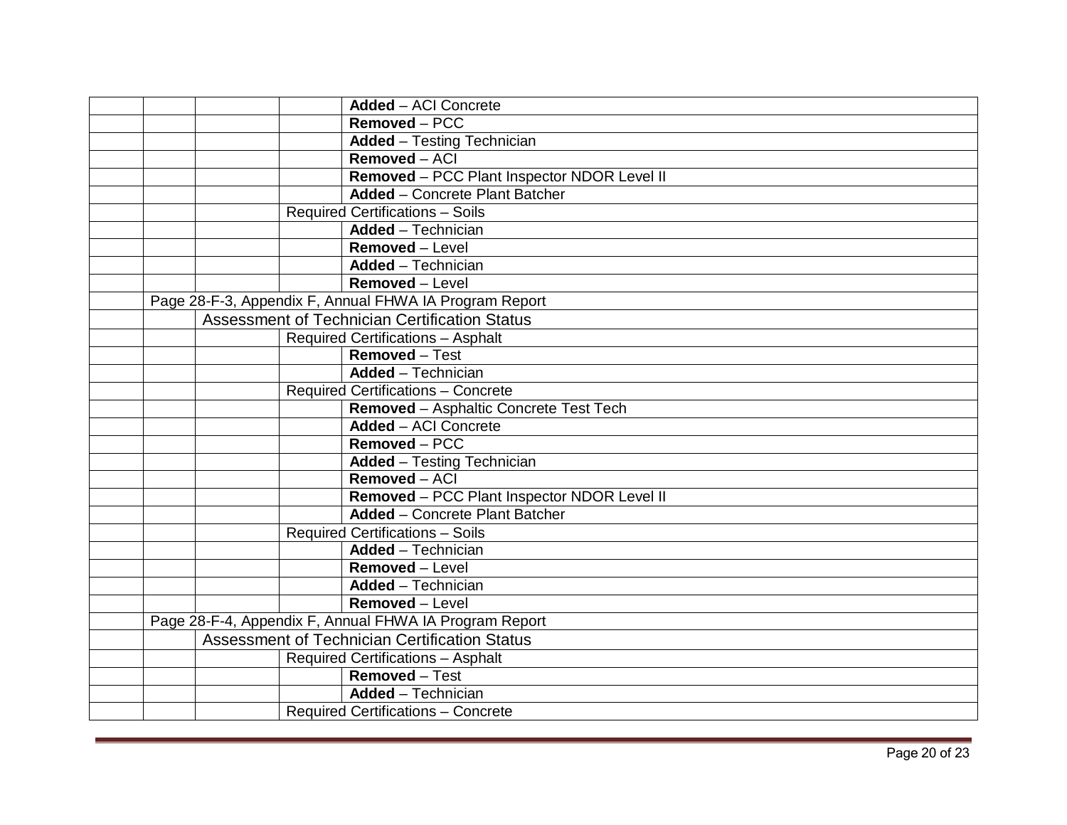| | | | | |
|---|---|---|---|---|
| | | | | **Added** – ACI Concrete |
| | | | | **Removed** – PCC |
| | | | | **Added** – Testing Technician |
| | | | | **Removed** – ACI |
| | | | | **Removed** – PCC Plant Inspector NDOR Level II |
| | | | | **Added** – Concrete Plant Batcher |
| | | | Required Certifications – Soils | |
| | | | | **Added** – Technician |
| | | | | **Removed** – Level |
| | | | | **Added** – Technician |
| | | | | **Removed** – Level |
| | Page 28-F-3, Appendix F, Annual FHWA IA Program Report | | | |
| | | Assessment of Technician Certification Status | | |
| | | | Required Certifications – Asphalt | |
| | | | | **Removed** – Test |
| | | | | **Added** – Technician |
| | | | Required Certifications – Concrete | |
| | | | | **Removed** – Asphaltic Concrete Test Tech |
| | | | | **Added** – ACI Concrete |
| | | | | **Removed** – PCC |
| | | | | **Added** – Testing Technician |
| | | | | **Removed** – ACI |
| | | | | **Removed** – PCC Plant Inspector NDOR Level II |
| | | | | **Added** – Concrete Plant Batcher |
| | | | Required Certifications – Soils | |
| | | | | **Added** – Technician |
| | | | | **Removed** – Level |
| | | | | **Added** – Technician |
| | | | | **Removed** – Level |
| | Page 28-F-4, Appendix F, Annual FHWA IA Program Report | | | |
| | | Assessment of Technician Certification Status | | |
| | | | Required Certifications – Asphalt | |
| | | | | **Removed** – Test |
| | | | | **Added** – Technician |
| | | | Required Certifications – Concrete | |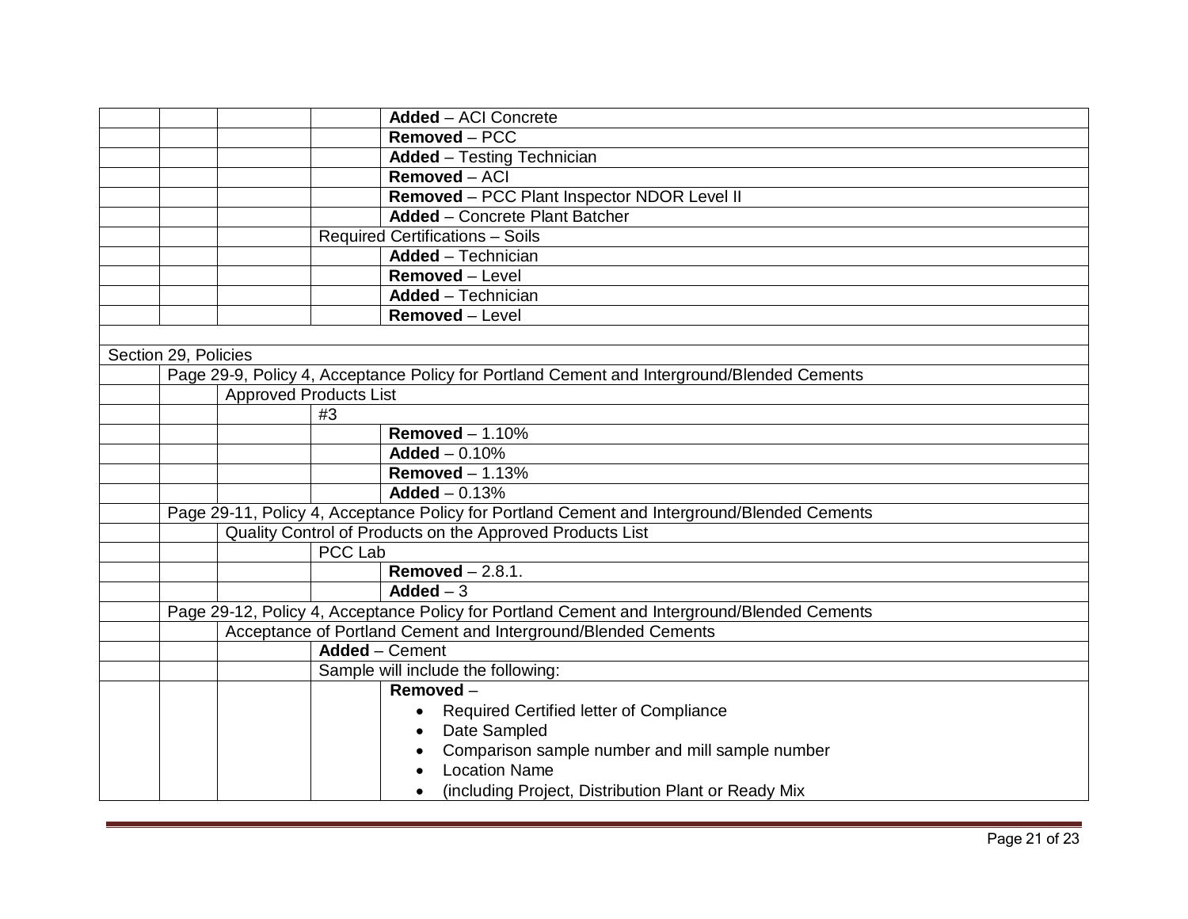| | | | | |
|---|---|---|---|---|
| | | | | **Added** – ACI Concrete |
| | | | | **Removed** – PCC |
| | | | | **Added** – Testing Technician |
| | | | | **Removed** – ACI |
| | | | | **Removed** – PCC Plant Inspector NDOR Level II |
| | | | | **Added** – Concrete Plant Batcher |
| | | | Required Certifications – Soils | |
| | | | | **Added** – Technician |
| | | | | **Removed** – Level |
| | | | | **Added** – Technician |
| | | | | **Removed** – Level |
| | | | | |
| Section 29, Policies | | | | |
| | Page 29-9, Policy 4, Acceptance Policy for Portland Cement and Interground/Blended Cements | | | |
| | | Approved Products List | | |
| | | | #3 | |
| | | | | **Removed** – 1.10% |
| | | | | **Added** – 0.10% |
| | | | | **Removed** – 1.13% |
| | | | | **Added** – 0.13% |
| | Page 29-11, Policy 4, Acceptance Policy for Portland Cement and Interground/Blended Cements | | | |
| | | Quality Control of Products on the Approved Products List | | |
| | | | PCC Lab | |
| | | | | **Removed** – 2.8.1. |
| | | | | **Added** – 3 |
| | Page 29-12, Policy 4, Acceptance Policy for Portland Cement and Interground/Blended Cements | | | |
| | | Acceptance of Portland Cement and Interground/Blended Cements | | |
| | | | **Added** – Cement | |
| | | | Sample will include the following: | |
| | | | | **Removed** – <br>• Required Certified letter of Compliance <br>• Date Sampled <br>• Comparison sample number and mill sample number <br>• Location Name <br>• (including Project, Distribution Plant or Ready Mix |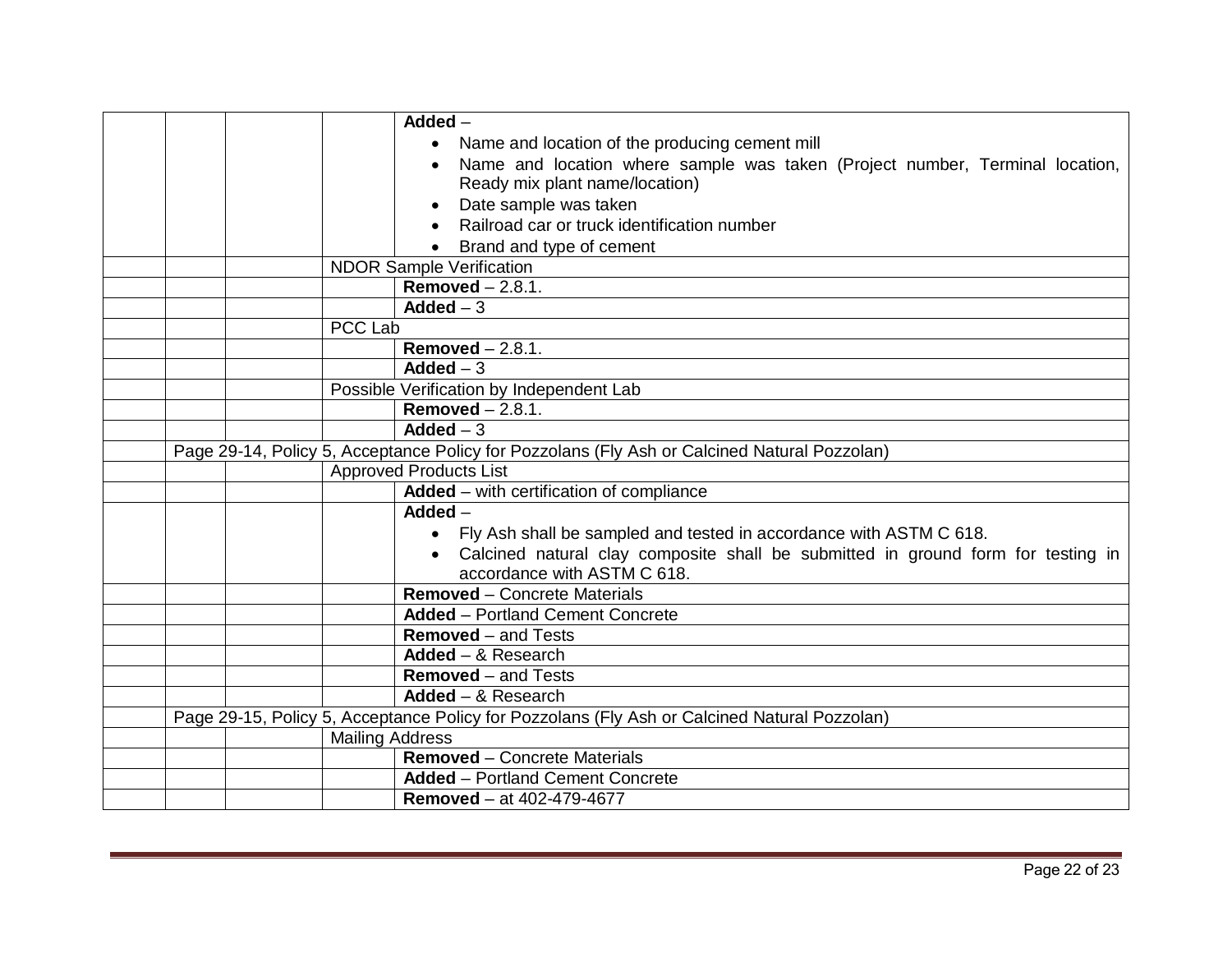| | | | | |
|---|---|---|---|---|
| | | | | **Added** – <br>• Name and location of the producing cement mill<br>• Name and location where sample was taken (Project number, Terminal location, Ready mix plant name/location)<br>• Date sample was taken<br>• Railroad car or truck identification number<br>• Brand and type of cement |
| | | | NDOR Sample Verification | |
| | | | | **Removed** – 2.8.1. |
| | | | | **Added** – 3 |
| | | | PCC Lab | |
| | | | | **Removed** – 2.8.1. |
| | | | | **Added** – 3 |
| | | | Possible Verification by Independent Lab | |
| | | | | **Removed** – 2.8.1. |
| | | | | **Added** – 3 |
| | Page 29-14, Policy 5, Acceptance Policy for Pozzolans (Fly Ash or Calcined Natural Pozzolan) | | | |
| | | | Approved Products List | |
| | | | | **Added** – with certification of compliance |
| | | | | **Added** – <br>• Fly Ash shall be sampled and tested in accordance with ASTM C 618.<br>• Calcined natural clay composite shall be submitted in ground form for testing in accordance with ASTM C 618. |
| | | | | **Removed** – Concrete Materials |
| | | | | **Added** – Portland Cement Concrete |
| | | | | **Removed** – and Tests |
| | | | | **Added** – & Research |
| | | | | **Removed** – and Tests |
| | | | | **Added** – & Research |
| | Page 29-15, Policy 5, Acceptance Policy for Pozzolans (Fly Ash or Calcined Natural Pozzolan) | | | |
| | | | Mailing Address | |
| | | | | **Removed** – Concrete Materials |
| | | | | **Added** – Portland Cement Concrete |
| | | | | **Removed** – at 402-479-4677 |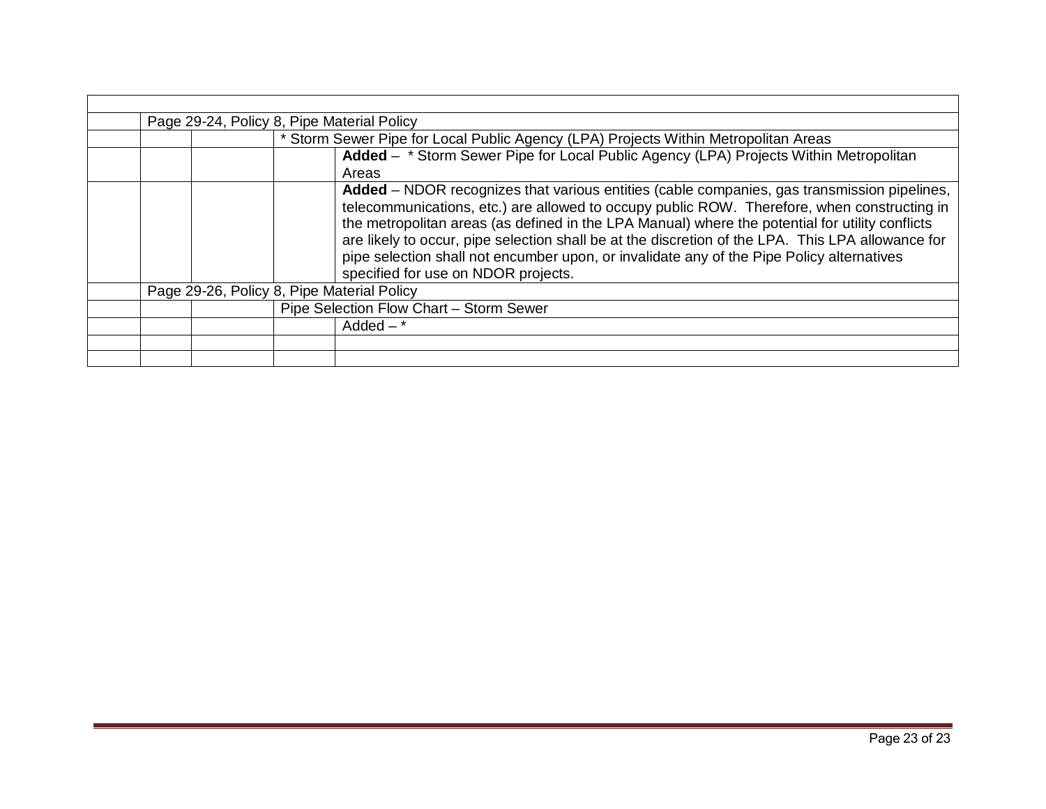| | | | | |
|---|---|---|---|---|
| | Page 29-24, Policy 8, Pipe Material Policy | | | |
| | | | * Storm Sewer Pipe for Local Public Agency (LPA) Projects Within Metropolitan Areas | |
| | | | | **Added** – * Storm Sewer Pipe for Local Public Agency (LPA) Projects Within Metropolitan Areas |
| | | | | **Added** – NDOR recognizes that various entities (cable companies, gas transmission pipelines, telecommunications, etc.) are allowed to occupy public ROW. Therefore, when constructing in the metropolitan areas (as defined in the LPA Manual) where the potential for utility conflicts are likely to occur, pipe selection shall be at the discretion of the LPA. This LPA allowance for pipe selection shall not encumber upon, or invalidate any of the Pipe Policy alternatives specified for use on NDOR projects. |
| | Page 29-26, Policy 8, Pipe Material Policy | | | |
| | | | Pipe Selection Flow Chart – Storm Sewer | |
| | | | | Added – * |
| | | | | |
| | | | | |